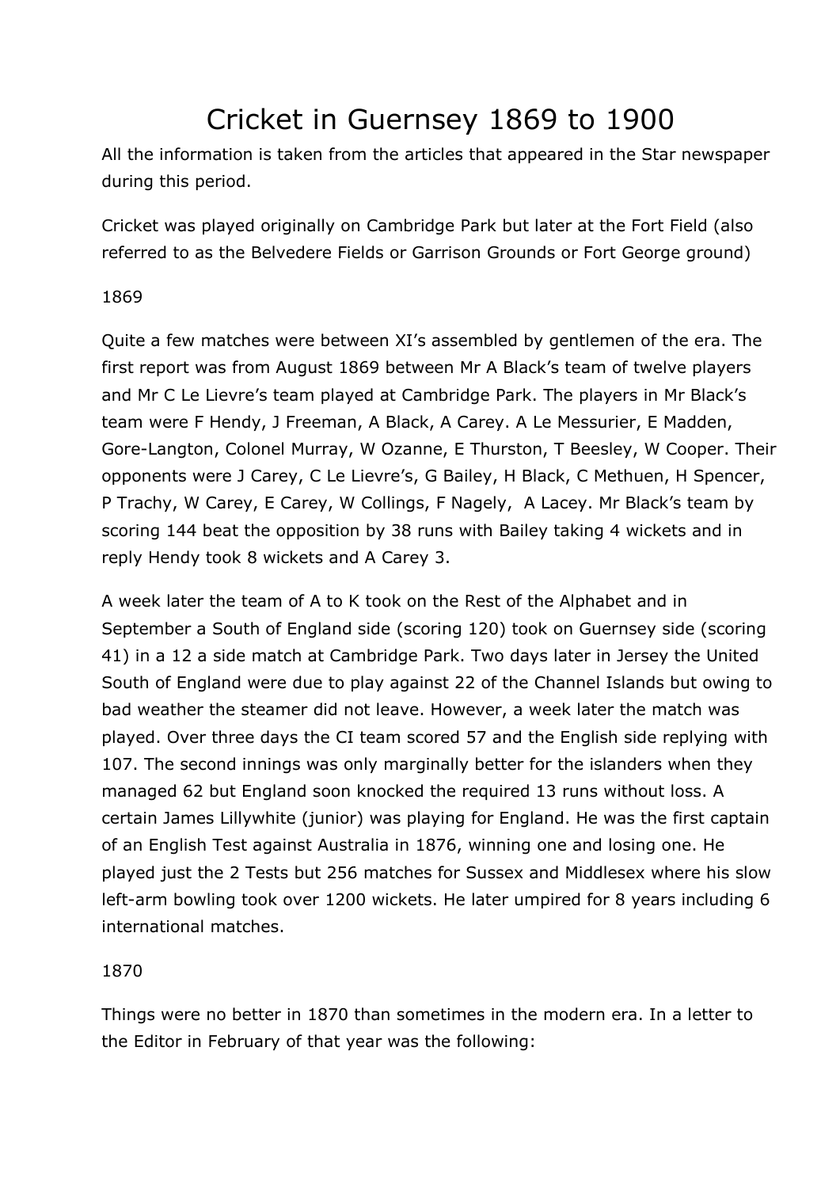# Cricket in Guernsey 1869 to 1900

All the information is taken from the articles that appeared in the Star newspaper during this period.

Cricket was played originally on Cambridge Park but later at the Fort Field (also referred to as the Belvedere Fields or Garrison Grounds or Fort George ground)

1869

Quite a few matches were between XI's assembled by gentlemen of the era. The first report was from August 1869 between Mr A Black's team of twelve players and Mr C Le Lievre's team played at Cambridge Park. The players in Mr Black's team were F Hendy, J Freeman, A Black, A Carey. A Le Messurier, E Madden, Gore-Langton, Colonel Murray, W Ozanne, E Thurston, T Beesley, W Cooper. Their opponents were J Carey, C Le Lievre's, G Bailey, H Black, C Methuen, H Spencer, P Trachy, W Carey, E Carey, W Collings, F Nagely, A Lacey. Mr Black's team by scoring 144 beat the opposition by 38 runs with Bailey taking 4 wickets and in reply Hendy took 8 wickets and A Carey 3.

A week later the team of A to K took on the Rest of the Alphabet and in September a South of England side (scoring 120) took on Guernsey side (scoring 41) in a 12 a side match at Cambridge Park. Two days later in Jersey the United South of England were due to play against 22 of the Channel Islands but owing to bad weather the steamer did not leave. However, a week later the match was played. Over three days the CI team scored 57 and the English side replying with 107. The second innings was only marginally better for the islanders when they managed 62 but England soon knocked the required 13 runs without loss. A certain James Lillywhite (junior) was playing for England. He was the first captain of an English Test against Australia in 1876, winning one and losing one. He played just the 2 Tests but 256 matches for Sussex and Middlesex where his slow left-arm bowling took over 1200 wickets. He later umpired for 8 years including 6 international matches.

1870

Things were no better in 1870 than sometimes in the modern era. In a letter to the Editor in February of that year was the following: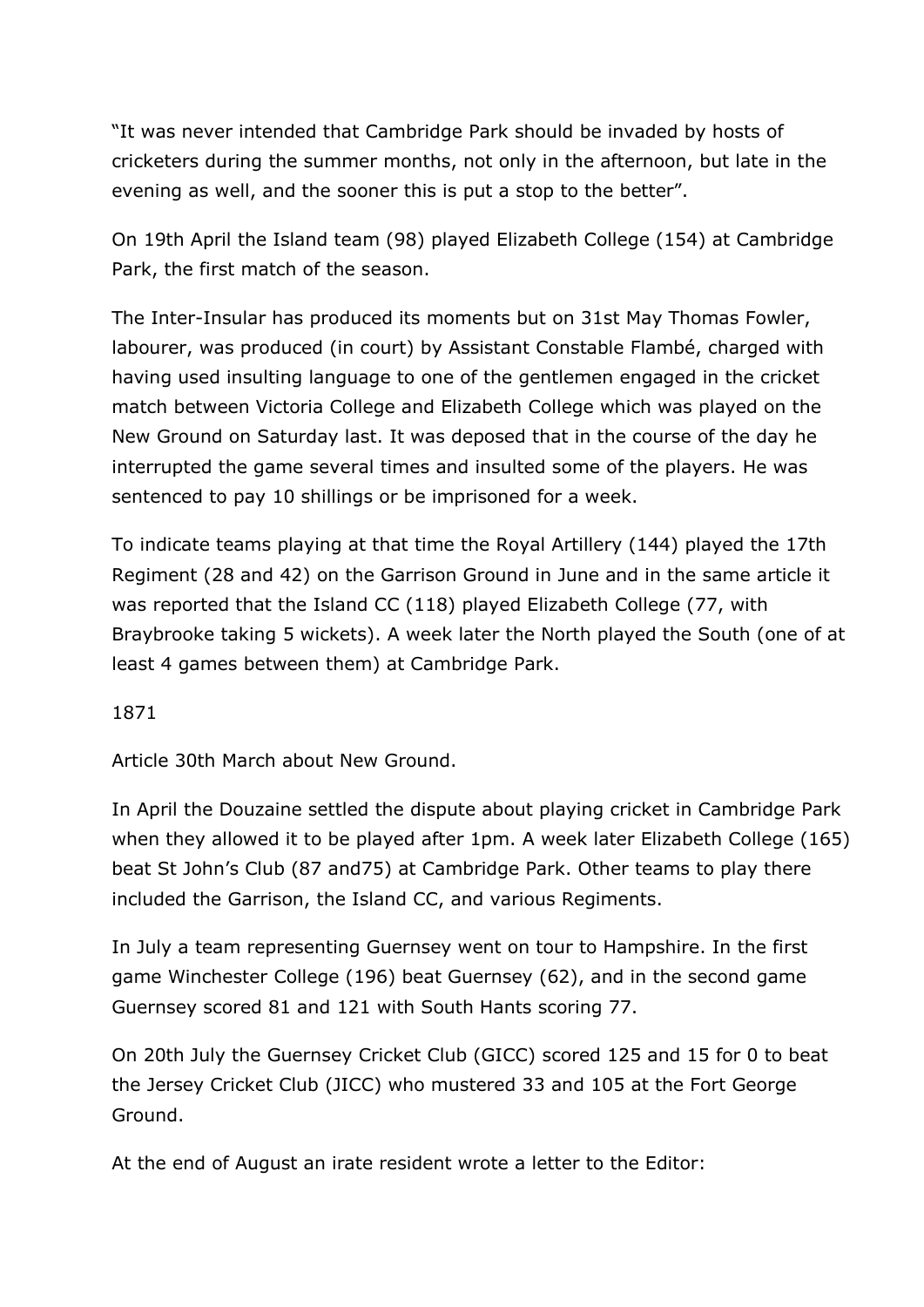"It was never intended that Cambridge Park should be invaded by hosts of cricketers during the summer months, not only in the afternoon, but late in the evening as well, and the sooner this is put a stop to the better".

On 19th April the Island team (98) played Elizabeth College (154) at Cambridge Park, the first match of the season.

The Inter-Insular has produced its moments but on 31st May Thomas Fowler, labourer, was produced (in court) by Assistant Constable Flambé, charged with having used insulting language to one of the gentlemen engaged in the cricket match between Victoria College and Elizabeth College which was played on the New Ground on Saturday last. It was deposed that in the course of the day he interrupted the game several times and insulted some of the players. He was sentenced to pay 10 shillings or be imprisoned for a week.

To indicate teams playing at that time the Royal Artillery (144) played the 17th Regiment (28 and 42) on the Garrison Ground in June and in the same article it was reported that the Island CC (118) played Elizabeth College (77, with Braybrooke taking 5 wickets). A week later the North played the South (one of at least 4 games between them) at Cambridge Park.

1871

Article 30th March about New Ground.

In April the Douzaine settled the dispute about playing cricket in Cambridge Park when they allowed it to be played after 1pm. A week later Elizabeth College (165) beat St John's Club (87 and75) at Cambridge Park. Other teams to play there included the Garrison, the Island CC, and various Regiments.

In July a team representing Guernsey went on tour to Hampshire. In the first game Winchester College (196) beat Guernsey (62), and in the second game Guernsey scored 81 and 121 with South Hants scoring 77.

On 20th July the Guernsey Cricket Club (GICC) scored 125 and 15 for 0 to beat the Jersey Cricket Club (JICC) who mustered 33 and 105 at the Fort George Ground.

At the end of August an irate resident wrote a letter to the Editor: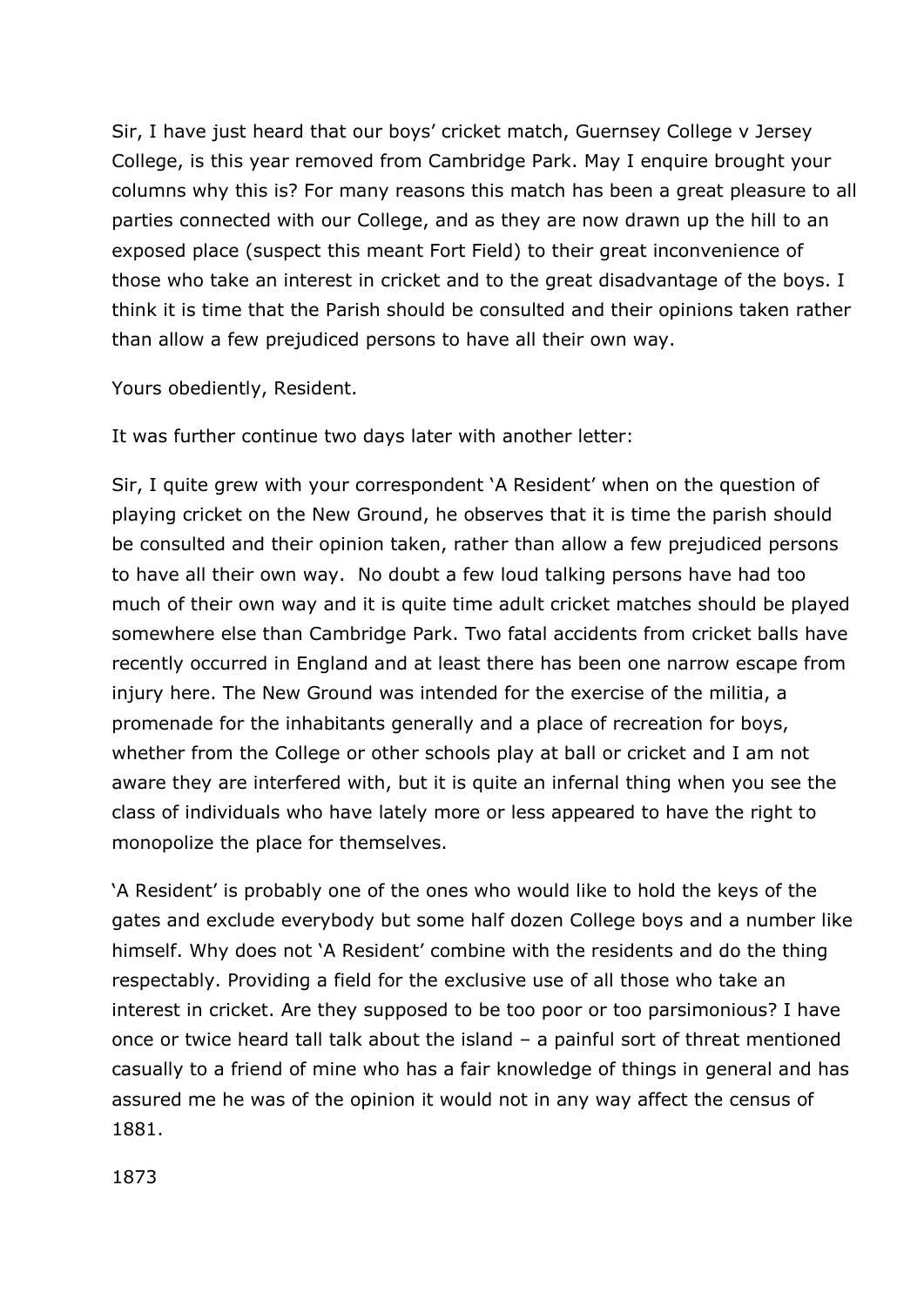Sir, I have just heard that our boys' cricket match, Guernsey College v Jersey College, is this year removed from Cambridge Park. May I enquire brought your columns why this is? For many reasons this match has been a great pleasure to all parties connected with our College, and as they are now drawn up the hill to an exposed place (suspect this meant Fort Field) to their great inconvenience of those who take an interest in cricket and to the great disadvantage of the boys. I think it is time that the Parish should be consulted and their opinions taken rather than allow a few prejudiced persons to have all their own way.

Yours obediently, Resident.

It was further continue two days later with another letter:

Sir, I quite grew with your correspondent 'A Resident' when on the question of playing cricket on the New Ground, he observes that it is time the parish should be consulted and their opinion taken, rather than allow a few prejudiced persons to have all their own way. No doubt a few loud talking persons have had too much of their own way and it is quite time adult cricket matches should be played somewhere else than Cambridge Park. Two fatal accidents from cricket balls have recently occurred in England and at least there has been one narrow escape from injury here. The New Ground was intended for the exercise of the militia, a promenade for the inhabitants generally and a place of recreation for boys, whether from the College or other schools play at ball or cricket and I am not aware they are interfered with, but it is quite an infernal thing when you see the class of individuals who have lately more or less appeared to have the right to monopolize the place for themselves.

'A Resident' is probably one of the ones who would like to hold the keys of the gates and exclude everybody but some half dozen College boys and a number like himself. Why does not 'A Resident' combine with the residents and do the thing respectably. Providing a field for the exclusive use of all those who take an interest in cricket. Are they supposed to be too poor or too parsimonious? I have once or twice heard tall talk about the island – a painful sort of threat mentioned casually to a friend of mine who has a fair knowledge of things in general and has assured me he was of the opinion it would not in any way affect the census of 1881.

1873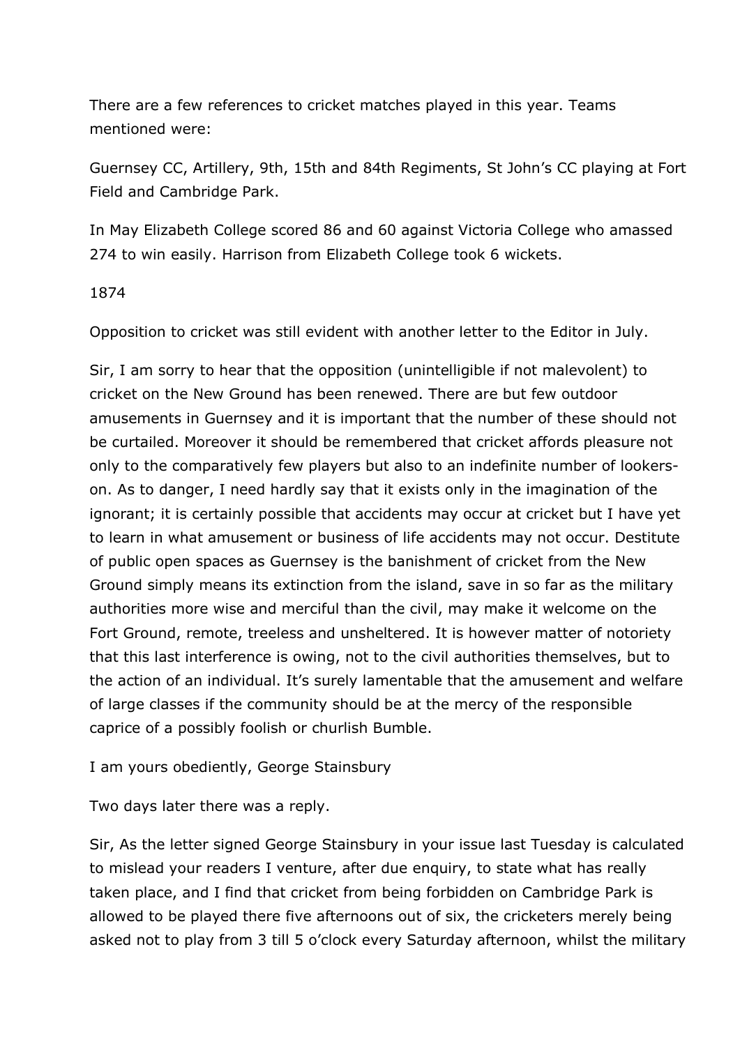There are a few references to cricket matches played in this year. Teams mentioned were:

Guernsey CC, Artillery, 9th, 15th and 84th Regiments, St John's CC playing at Fort Field and Cambridge Park.

In May Elizabeth College scored 86 and 60 against Victoria College who amassed 274 to win easily. Harrison from Elizabeth College took 6 wickets.

1874

Opposition to cricket was still evident with another letter to the Editor in July.

Sir, I am sorry to hear that the opposition (unintelligible if not malevolent) to cricket on the New Ground has been renewed. There are but few outdoor amusements in Guernsey and it is important that the number of these should not be curtailed. Moreover it should be remembered that cricket affords pleasure not only to the comparatively few players but also to an indefinite number of lookers-on. As to danger, I need hardly say that it exists only in the imagination of the ignorant; it is certainly possible that accidents may occur at cricket but I have yet to learn in what amusement or business of life accidents may not occur. Destitute of public open spaces as Guernsey is the banishment of cricket from the New Ground simply means its extinction from the island, save in so far as the military authorities more wise and merciful than the civil, may make it welcome on the Fort Ground, remote, treeless and unsheltered. It is however matter of notoriety that this last interference is owing, not to the civil authorities themselves, but to the action of an individual. It's surely lamentable that the amusement and welfare of large classes if the community should be at the mercy of the responsible caprice of a possibly foolish or churlish Bumble.

I am yours obediently, George Stainsbury

Two days later there was a reply.

Sir, As the letter signed George Stainsbury in your issue last Tuesday is calculated to mislead your readers I venture, after due enquiry, to state what has really taken place, and I find that cricket from being forbidden on Cambridge Park is allowed to be played there five afternoons out of six, the cricketers merely being asked not to play from 3 till 5 o'clock every Saturday afternoon, whilst the military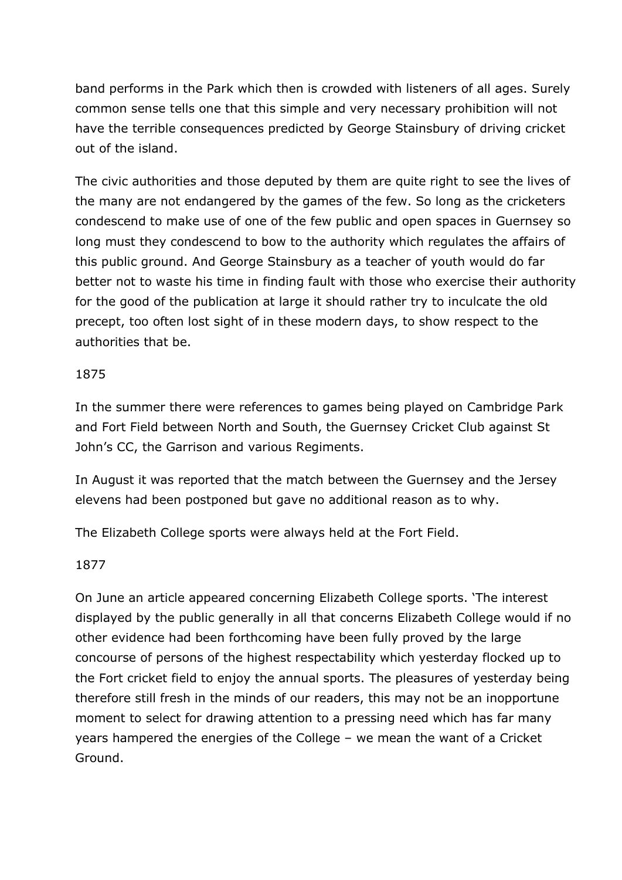band performs in the Park which then is crowded with listeners of all ages. Surely common sense tells one that this simple and very necessary prohibition will not have the terrible consequences predicted by George Stainsbury of driving cricket out of the island.

The civic authorities and those deputed by them are quite right to see the lives of the many are not endangered by the games of the few. So long as the cricketers condescend to make use of one of the few public and open spaces in Guernsey so long must they condescend to bow to the authority which regulates the affairs of this public ground. And George Stainsbury as a teacher of youth would do far better not to waste his time in finding fault with those who exercise their authority for the good of the publication at large it should rather try to inculcate the old precept, too often lost sight of in these modern days, to show respect to the authorities that be.

1875

In the summer there were references to games being played on Cambridge Park and Fort Field between North and South, the Guernsey Cricket Club against St John's CC, the Garrison and various Regiments.

In August it was reported that the match between the Guernsey and the Jersey elevens had been postponed but gave no additional reason as to why.

The Elizabeth College sports were always held at the Fort Field.

1877

On June an article appeared concerning Elizabeth College sports. 'The interest displayed by the public generally in all that concerns Elizabeth College would if no other evidence had been forthcoming have been fully proved by the large concourse of persons of the highest respectability which yesterday flocked up to the Fort cricket field to enjoy the annual sports. The pleasures of yesterday being therefore still fresh in the minds of our readers, this may not be an inopportune moment to select for drawing attention to a pressing need which has far many years hampered the energies of the College – we mean the want of a Cricket Ground.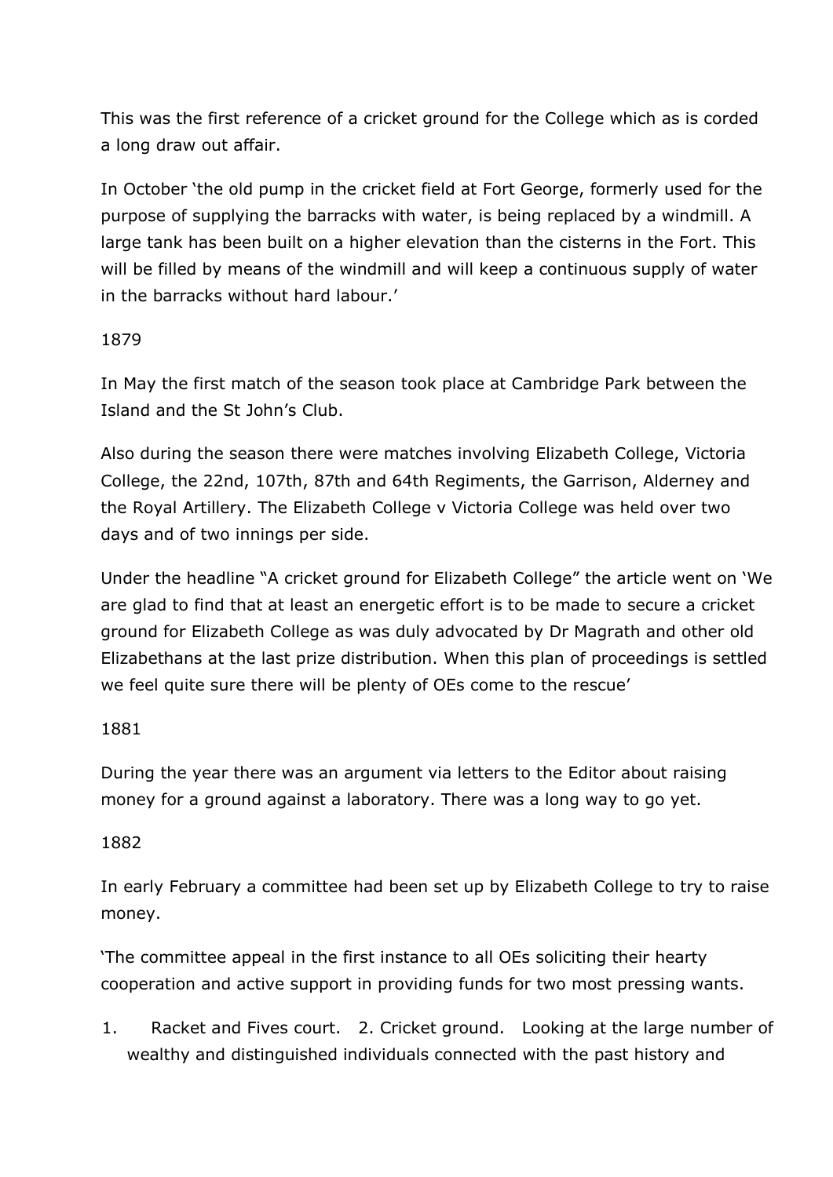This was the first reference of a cricket ground for the College which as is corded a long draw out affair.

In October 'the old pump in the cricket field at Fort George, formerly used for the purpose of supplying the barracks with water, is being replaced by a windmill. A large tank has been built on a higher elevation than the cisterns in the Fort. This will be filled by means of the windmill and will keep a continuous supply of water in the barracks without hard labour.'

1879

In May the first match of the season took place at Cambridge Park between the Island and the St John's Club.

Also during the season there were matches involving Elizabeth College, Victoria College, the 22nd, 107th, 87th and 64th Regiments, the Garrison, Alderney and the Royal Artillery. The Elizabeth College v Victoria College was held over two days and of two innings per side.

Under the headline "A cricket ground for Elizabeth College" the article went on 'We are glad to find that at least an energetic effort is to be made to secure a cricket ground for Elizabeth College as was duly advocated by Dr Magrath and other old Elizabethans at the last prize distribution. When this plan of proceedings is settled we feel quite sure there will be plenty of OEs come to the rescue'

1881

During the year there was an argument via letters to the Editor about raising money for a ground against a laboratory. There was a long way to go yet.

1882

In early February a committee had been set up by Elizabeth College to try to raise money.

'The committee appeal in the first instance to all OEs soliciting their hearty cooperation and active support in providing funds for two most pressing wants.

1. Racket and Fives court. 2. Cricket ground. Looking at the large number of wealthy and distinguished individuals connected with the past history and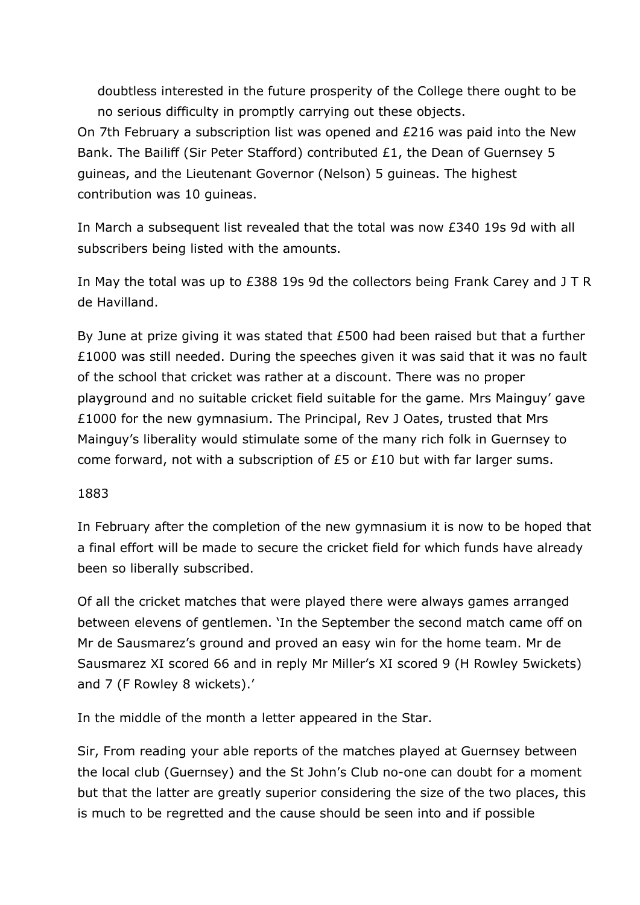doubtless interested in the future prosperity of the College there ought to be no serious difficulty in promptly carrying out these objects.

On 7th February a subscription list was opened and £216 was paid into the New Bank. The Bailiff (Sir Peter Stafford) contributed £1, the Dean of Guernsey 5 guineas, and the Lieutenant Governor (Nelson) 5 guineas. The highest contribution was 10 guineas.

In March a subsequent list revealed that the total was now £340 19s 9d with all subscribers being listed with the amounts.

In May the total was up to £388 19s 9d the collectors being Frank Carey and J T R de Havilland.

By June at prize giving it was stated that £500 had been raised but that a further £1000 was still needed. During the speeches given it was said that it was no fault of the school that cricket was rather at a discount. There was no proper playground and no suitable cricket field suitable for the game. Mrs Mainguy' gave £1000 for the new gymnasium. The Principal, Rev J Oates, trusted that Mrs Mainguy's liberality would stimulate some of the many rich folk in Guernsey to come forward, not with a subscription of £5 or £10 but with far larger sums.

1883

In February after the completion of the new gymnasium it is now to be hoped that a final effort will be made to secure the cricket field for which funds have already been so liberally subscribed.

Of all the cricket matches that were played there were always games arranged between elevens of gentlemen. 'In the September the second match came off on Mr de Sausmarez's ground and proved an easy win for the home team. Mr de Sausmarez XI scored 66 and in reply Mr Miller's XI scored 9 (H Rowley 5wickets) and 7 (F Rowley 8 wickets).'

In the middle of the month a letter appeared in the Star.

Sir, From reading your able reports of the matches played at Guernsey between the local club (Guernsey) and the St John's Club no-one can doubt for a moment but that the latter are greatly superior considering the size of the two places, this is much to be regretted and the cause should be seen into and if possible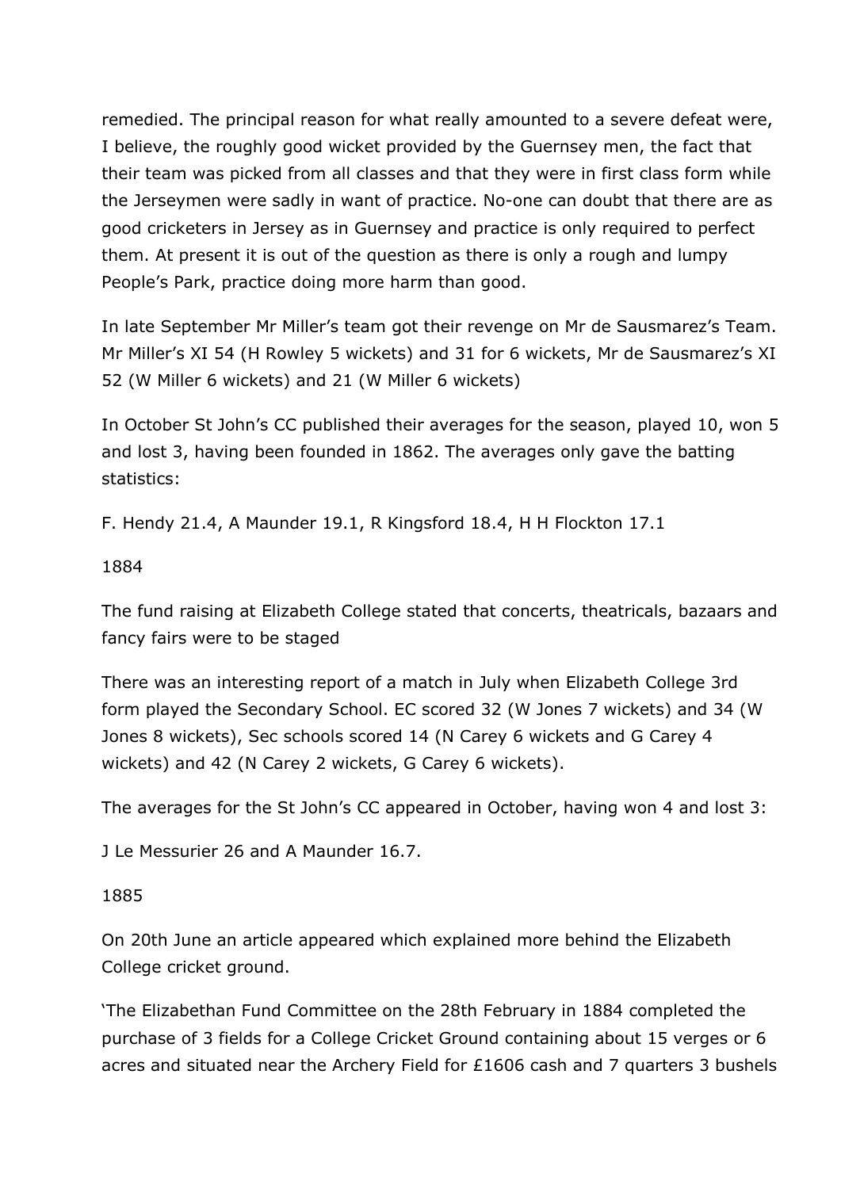remedied. The principal reason for what really amounted to a severe defeat were, I believe, the roughly good wicket provided by the Guernsey men, the fact that their team was picked from all classes and that they were in first class form while the Jerseymen were sadly in want of practice. No-one can doubt that there are as good cricketers in Jersey as in Guernsey and practice is only required to perfect them. At present it is out of the question as there is only a rough and lumpy People's Park, practice doing more harm than good.

In late September Mr Miller's team got their revenge on Mr de Sausmarez's Team. Mr Miller's XI 54 (H Rowley 5 wickets) and 31 for 6 wickets, Mr de Sausmarez's XI 52 (W Miller 6 wickets) and 21 (W Miller 6 wickets)

In October St John's CC published their averages for the season, played 10, won 5 and lost 3, having been founded in 1862. The averages only gave the batting statistics:

F. Hendy 21.4, A Maunder 19.1, R Kingsford 18.4, H H Flockton 17.1

1884

The fund raising at Elizabeth College stated that concerts, theatricals, bazaars and fancy fairs were to be staged

There was an interesting report of a match in July when Elizabeth College 3rd form played the Secondary School. EC scored 32 (W Jones 7 wickets) and 34 (W Jones 8 wickets), Sec schools scored 14 (N Carey 6 wickets and G Carey 4 wickets) and 42 (N Carey 2 wickets, G Carey 6 wickets).

The averages for the St John's CC appeared in October, having won 4 and lost 3:

J Le Messurier 26 and A Maunder 16.7.

1885

On 20th June an article appeared which explained more behind the Elizabeth College cricket ground.

'The Elizabethan Fund Committee on the 28th February in 1884 completed the purchase of 3 fields for a College Cricket Ground containing about 15 verges or 6 acres and situated near the Archery Field for £1606 cash and 7 quarters 3 bushels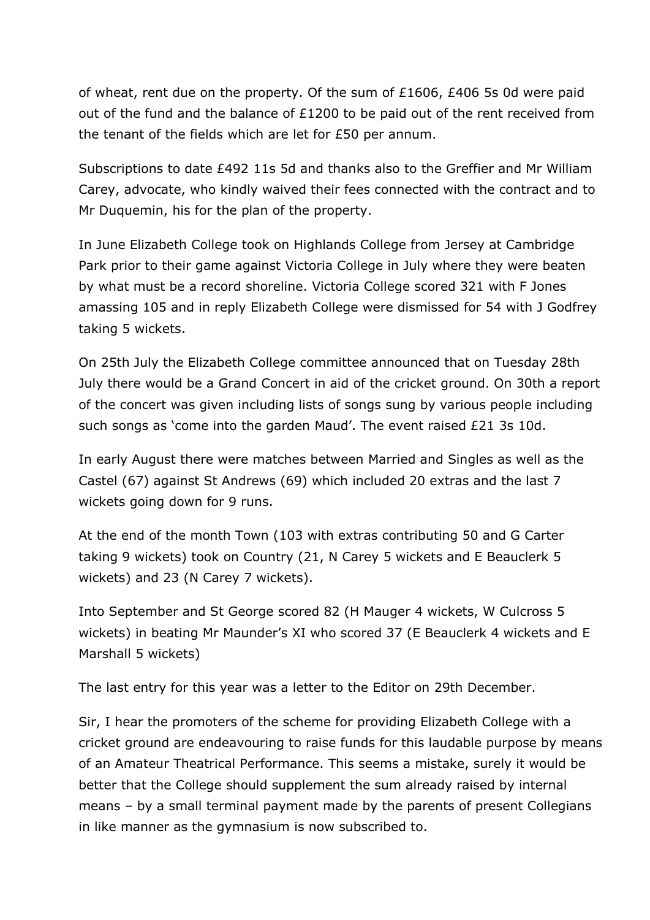of wheat, rent due on the property. Of the sum of £1606, £406 5s 0d were paid out of the fund and the balance of £1200 to be paid out of the rent received from the tenant of the fields which are let for £50 per annum.

Subscriptions to date £492 11s 5d and thanks also to the Greffier and Mr William Carey, advocate, who kindly waived their fees connected with the contract and to Mr Duquemin, his for the plan of the property.

In June Elizabeth College took on Highlands College from Jersey at Cambridge Park prior to their game against Victoria College in July where they were beaten by what must be a record shoreline. Victoria College scored 321 with F Jones amassing 105 and in reply Elizabeth College were dismissed for 54 with J Godfrey taking 5 wickets.

On 25th July the Elizabeth College committee announced that on Tuesday 28th July there would be a Grand Concert in aid of the cricket ground. On 30th a report of the concert was given including lists of songs sung by various people including such songs as 'come into the garden Maud'. The event raised £21 3s 10d.

In early August there were matches between Married and Singles as well as the Castel (67) against St Andrews (69) which included 20 extras and the last 7 wickets going down for 9 runs.

At the end of the month Town (103 with extras contributing 50 and G Carter taking 9 wickets) took on Country (21, N Carey 5 wickets and E Beauclerk 5 wickets) and 23 (N Carey 7 wickets).

Into September and St George scored 82 (H Mauger 4 wickets, W Culcross 5 wickets) in beating Mr Maunder's XI who scored 37 (E Beauclerk 4 wickets and E Marshall 5 wickets)

The last entry for this year was a letter to the Editor on 29th December.

Sir, I hear the promoters of the scheme for providing Elizabeth College with a cricket ground are endeavouring to raise funds for this laudable purpose by means of an Amateur Theatrical Performance. This seems a mistake, surely it would be better that the College should supplement the sum already raised by internal means – by a small terminal payment made by the parents of present Collegians in like manner as the gymnasium is now subscribed to.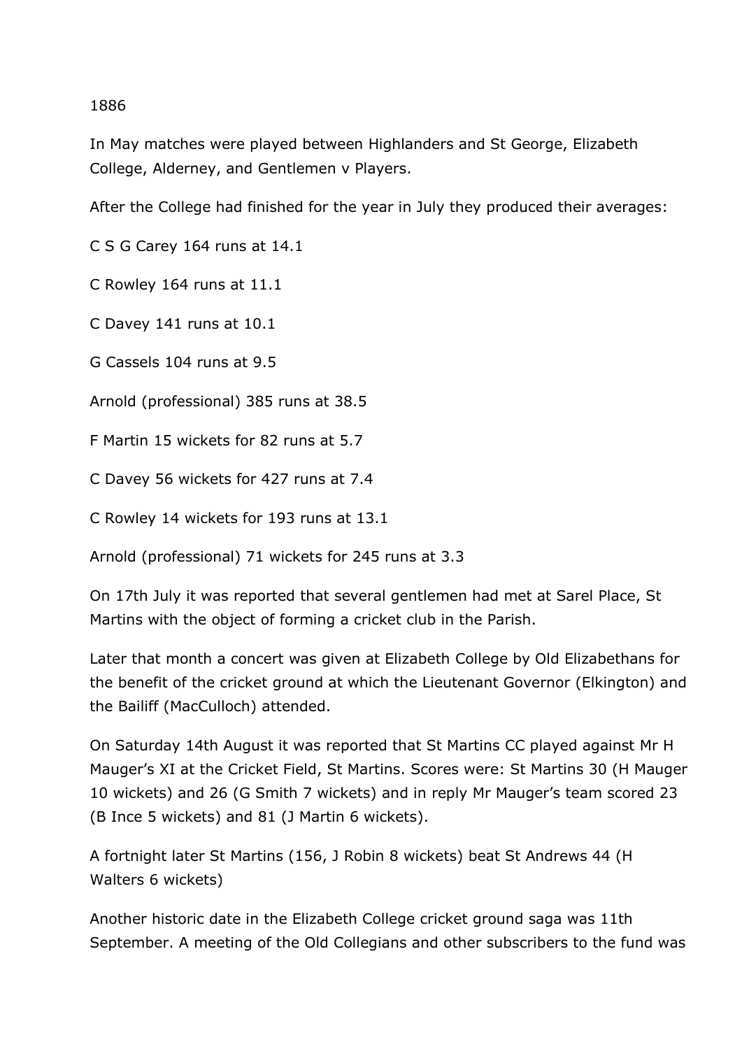1886

In May matches were played between Highlanders and St George, Elizabeth College, Alderney, and Gentlemen v Players.

After the College had finished for the year in July they produced their averages:

C S G Carey 164 runs at 14.1

C Rowley 164 runs at 11.1

C Davey 141 runs at 10.1

G Cassels 104 runs at 9.5

Arnold (professional) 385 runs at 38.5

F Martin 15 wickets for 82 runs at 5.7

C Davey 56 wickets for 427 runs at 7.4

C Rowley 14 wickets for 193 runs at 13.1

Arnold (professional) 71 wickets for 245 runs at 3.3

On 17th July it was reported that several gentlemen had met at Sarel Place, St Martins with the object of forming a cricket club in the Parish.

Later that month a concert was given at Elizabeth College by Old Elizabethans for the benefit of the cricket ground at which the Lieutenant Governor (Elkington) and the Bailiff (MacCulloch) attended.

On Saturday 14th August it was reported that St Martins CC played against Mr H Mauger's XI at the Cricket Field, St Martins. Scores were: St Martins 30 (H Mauger 10 wickets) and 26 (G Smith 7 wickets) and in reply Mr Mauger's team scored 23 (B Ince 5 wickets) and 81 (J Martin 6 wickets).

A fortnight later St Martins (156, J Robin 8 wickets) beat St Andrews 44 (H Walters 6 wickets)

Another historic date in the Elizabeth College cricket ground saga was 11th September. A meeting of the Old Collegians and other subscribers to the fund was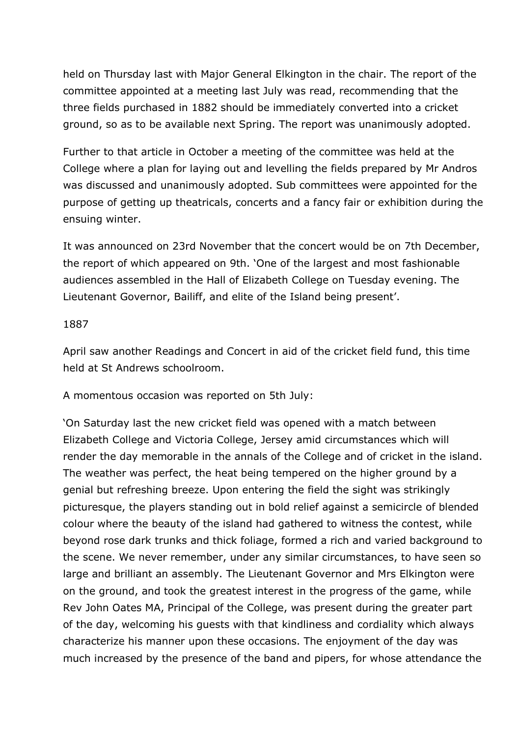held on Thursday last with Major General Elkington in the chair. The report of the committee appointed at a meeting last July was read, recommending that the three fields purchased in 1882 should be immediately converted into a cricket ground, so as to be available next Spring. The report was unanimously adopted.

Further to that article in October a meeting of the committee was held at the College where a plan for laying out and levelling the fields prepared by Mr Andros was discussed and unanimously adopted. Sub committees were appointed for the purpose of getting up theatricals, concerts and a fancy fair or exhibition during the ensuing winter.

It was announced on 23rd November that the concert would be on 7th December, the report of which appeared on 9th. 'One of the largest and most fashionable audiences assembled in the Hall of Elizabeth College on Tuesday evening. The Lieutenant Governor, Bailiff, and elite of the Island being present'.

1887

April saw another Readings and Concert in aid of the cricket field fund, this time held at St Andrews schoolroom.

A momentous occasion was reported on 5th July:

'On Saturday last the new cricket field was opened with a match between Elizabeth College and Victoria College, Jersey amid circumstances which will render the day memorable in the annals of the College and of cricket in the island. The weather was perfect, the heat being tempered on the higher ground by a genial but refreshing breeze. Upon entering the field the sight was strikingly picturesque, the players standing out in bold relief against a semicircle of blended colour where the beauty of the island had gathered to witness the contest, while beyond rose dark trunks and thick foliage, formed a rich and varied background to the scene. We never remember, under any similar circumstances, to have seen so large and brilliant an assembly. The Lieutenant Governor and Mrs Elkington were on the ground, and took the greatest interest in the progress of the game, while Rev John Oates MA, Principal of the College, was present during the greater part of the day, welcoming his guests with that kindliness and cordiality which always characterize his manner upon these occasions. The enjoyment of the day was much increased by the presence of the band and pipers, for whose attendance the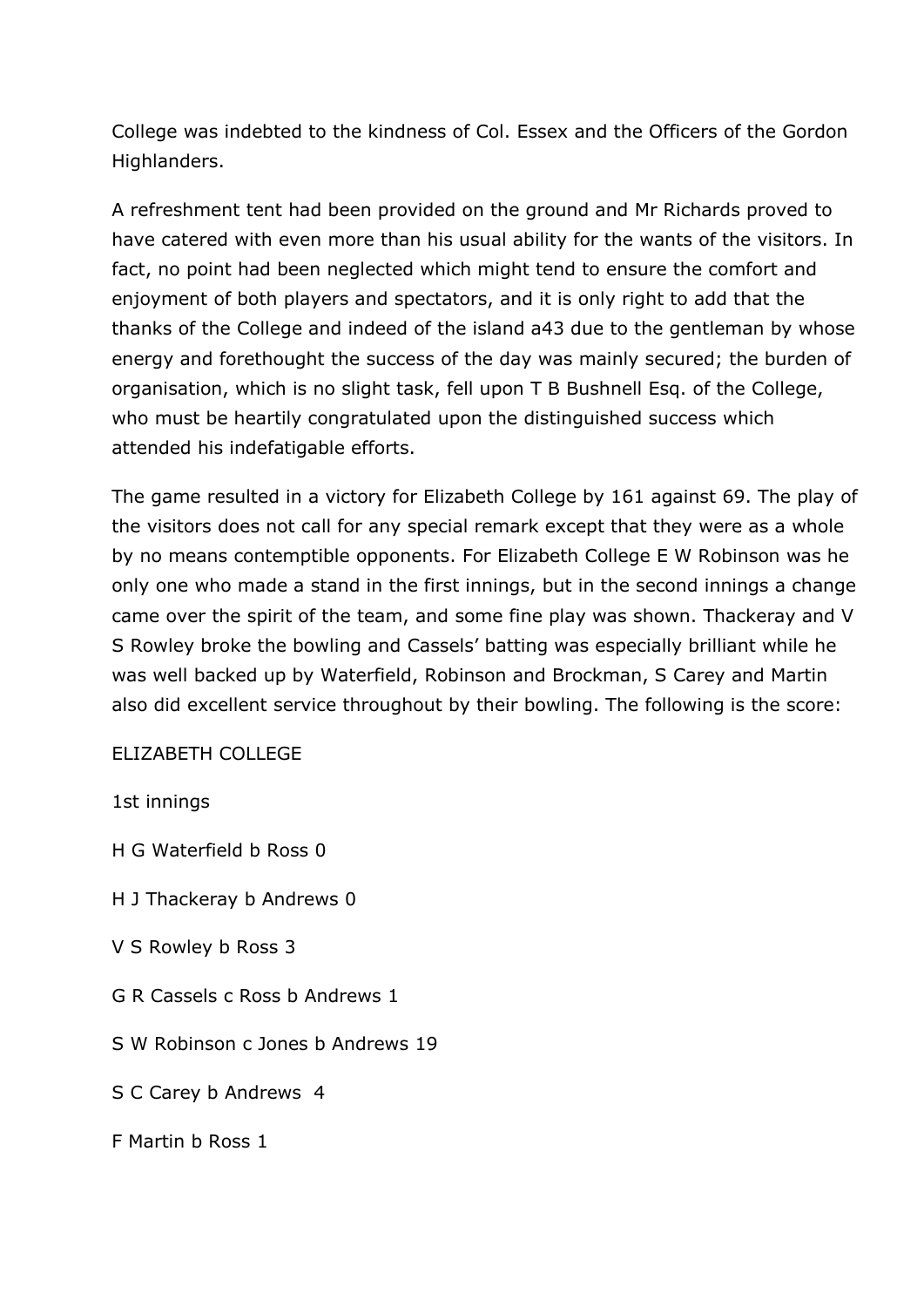College was indebted to the kindness of Col. Essex and the Officers of the Gordon Highlanders.

A refreshment tent had been provided on the ground and Mr Richards proved to have catered with even more than his usual ability for the wants of the visitors. In fact, no point had been neglected which might tend to ensure the comfort and enjoyment of both players and spectators, and it is only right to add that the thanks of the College and indeed of the island a43 due to the gentleman by whose energy and forethought the success of the day was mainly secured; the burden of organisation, which is no slight task, fell upon T B Bushnell Esq. of the College, who must be heartily congratulated upon the distinguished success which attended his indefatigable efforts.

The game resulted in a victory for Elizabeth College by 161 against 69. The play of the visitors does not call for any special remark except that they were as a whole by no means contemptible opponents. For Elizabeth College E W Robinson was he only one who made a stand in the first innings, but in the second innings a change came over the spirit of the team, and some fine play was shown. Thackeray and V S Rowley broke the bowling and Cassels' batting was especially brilliant while he was well backed up by Waterfield, Robinson and Brockman, S Carey and Martin also did excellent service throughout by their bowling. The following is the score:

ELIZABETH COLLEGE

1st innings

H G Waterfield b Ross 0

H J Thackeray b Andrews 0

V S Rowley b Ross 3

G R Cassels c Ross b Andrews 1

S W Robinson c Jones b Andrews 19

S C Carey b Andrews 4

F Martin b Ross 1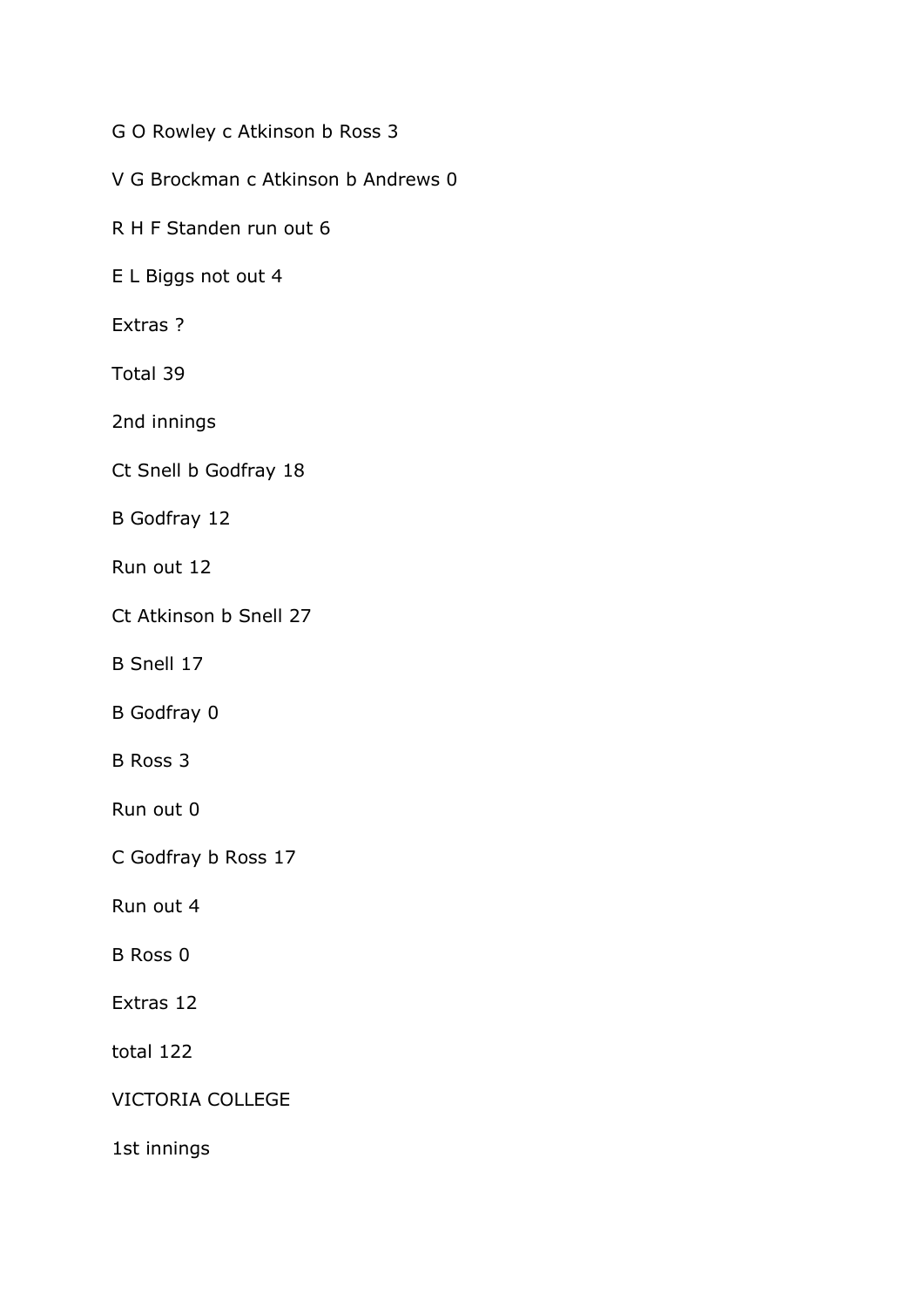G O Rowley c Atkinson b Ross 3

V G Brockman c Atkinson b Andrews 0

R H F Standen run out 6

E L Biggs not out 4

Extras ?

Total 39

2nd innings

Ct Snell b Godfray 18

B Godfray 12

Run out 12

Ct Atkinson b Snell 27

B Snell 17

B Godfray 0

B Ross 3

Run out 0

C Godfray b Ross 17

Run out 4

B Ross 0

Extras 12

total 122

VICTORIA COLLEGE

1st innings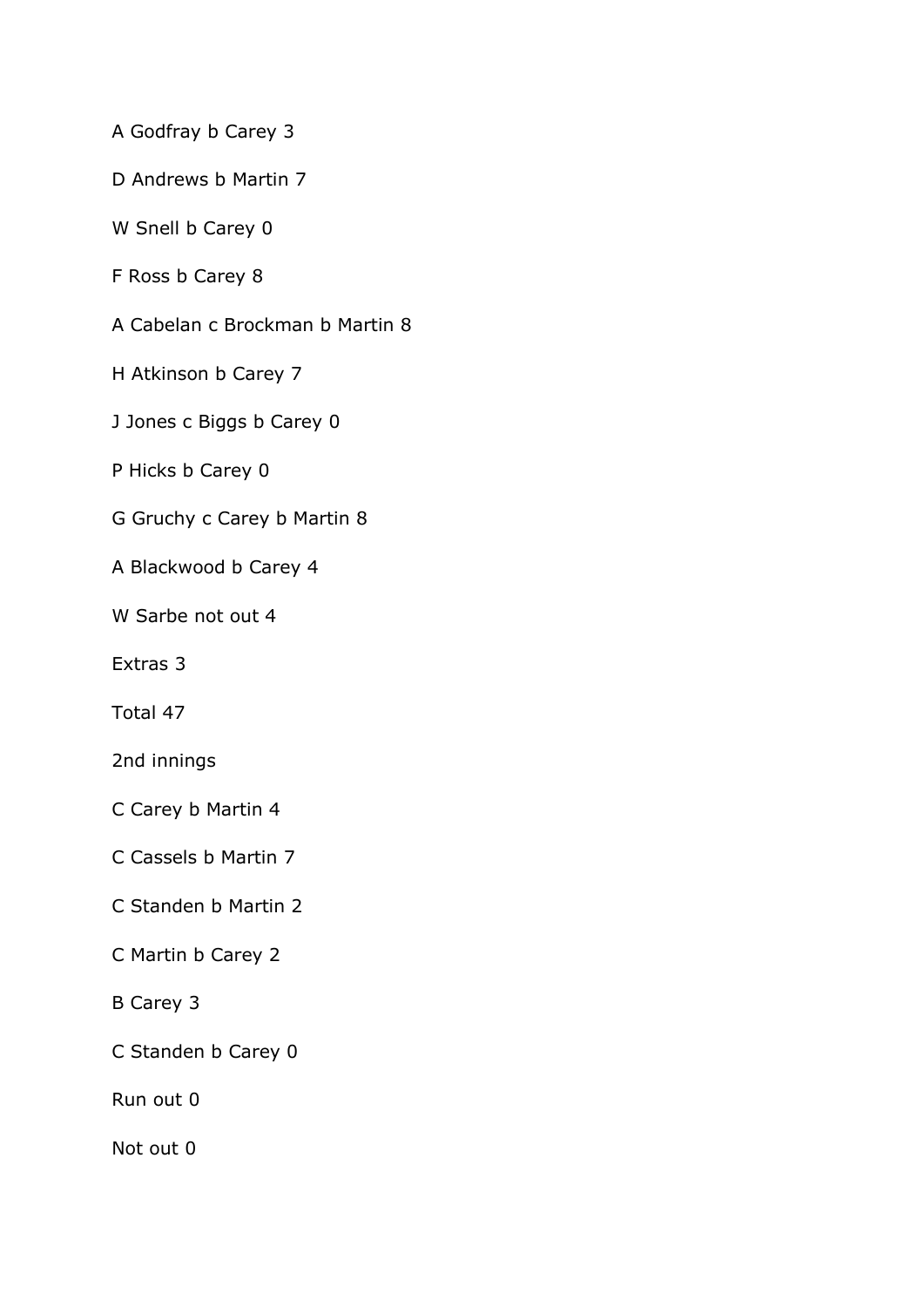A Godfray b Carey 3

D Andrews b Martin 7

W Snell b Carey 0

F Ross b Carey 8

A Cabelan c Brockman b Martin 8

H Atkinson b Carey 7

J Jones c Biggs b Carey 0

P Hicks b Carey 0

G Gruchy c Carey b Martin 8

A Blackwood b Carey 4

W Sarbe not out 4

Extras 3

Total 47

2nd innings

C Carey b Martin 4

C Cassels b Martin 7

C Standen b Martin 2

C Martin b Carey 2

B Carey 3

C Standen b Carey 0

Run out 0

Not out 0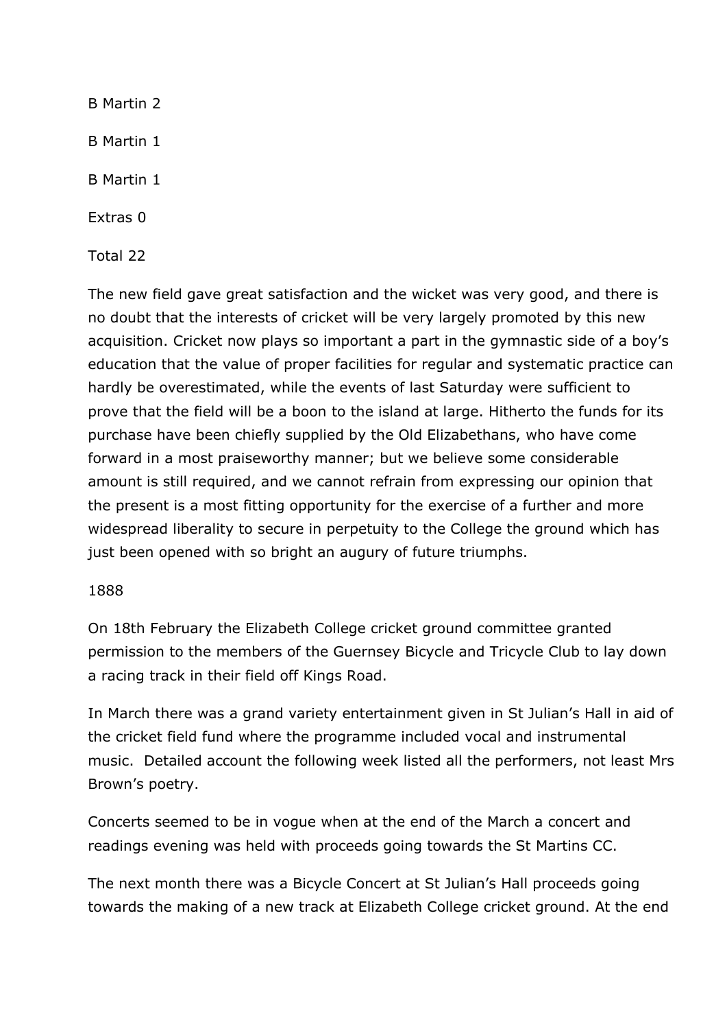B Martin 2

B Martin 1

B Martin 1

Extras 0

Total 22

The new field gave great satisfaction and the wicket was very good, and there is no doubt that the interests of cricket will be very largely promoted by this new acquisition. Cricket now plays so important a part in the gymnastic side of a boy's education that the value of proper facilities for regular and systematic practice can hardly be overestimated, while the events of last Saturday were sufficient to prove that the field will be a boon to the island at large. Hitherto the funds for its purchase have been chiefly supplied by the Old Elizabethans, who have come forward in a most praiseworthy manner; but we believe some considerable amount is still required, and we cannot refrain from expressing our opinion that the present is a most fitting opportunity for the exercise of a further and more widespread liberality to secure in perpetuity to the College the ground which has just been opened with so bright an augury of future triumphs.

1888

On 18th February the Elizabeth College cricket ground committee granted permission to the members of the Guernsey Bicycle and Tricycle Club to lay down a racing track in their field off Kings Road.

In March there was a grand variety entertainment given in St Julian's Hall in aid of the cricket field fund where the programme included vocal and instrumental music. Detailed account the following week listed all the performers, not least Mrs Brown's poetry.

Concerts seemed to be in vogue when at the end of the March a concert and readings evening was held with proceeds going towards the St Martins CC.

The next month there was a Bicycle Concert at St Julian's Hall proceeds going towards the making of a new track at Elizabeth College cricket ground. At the end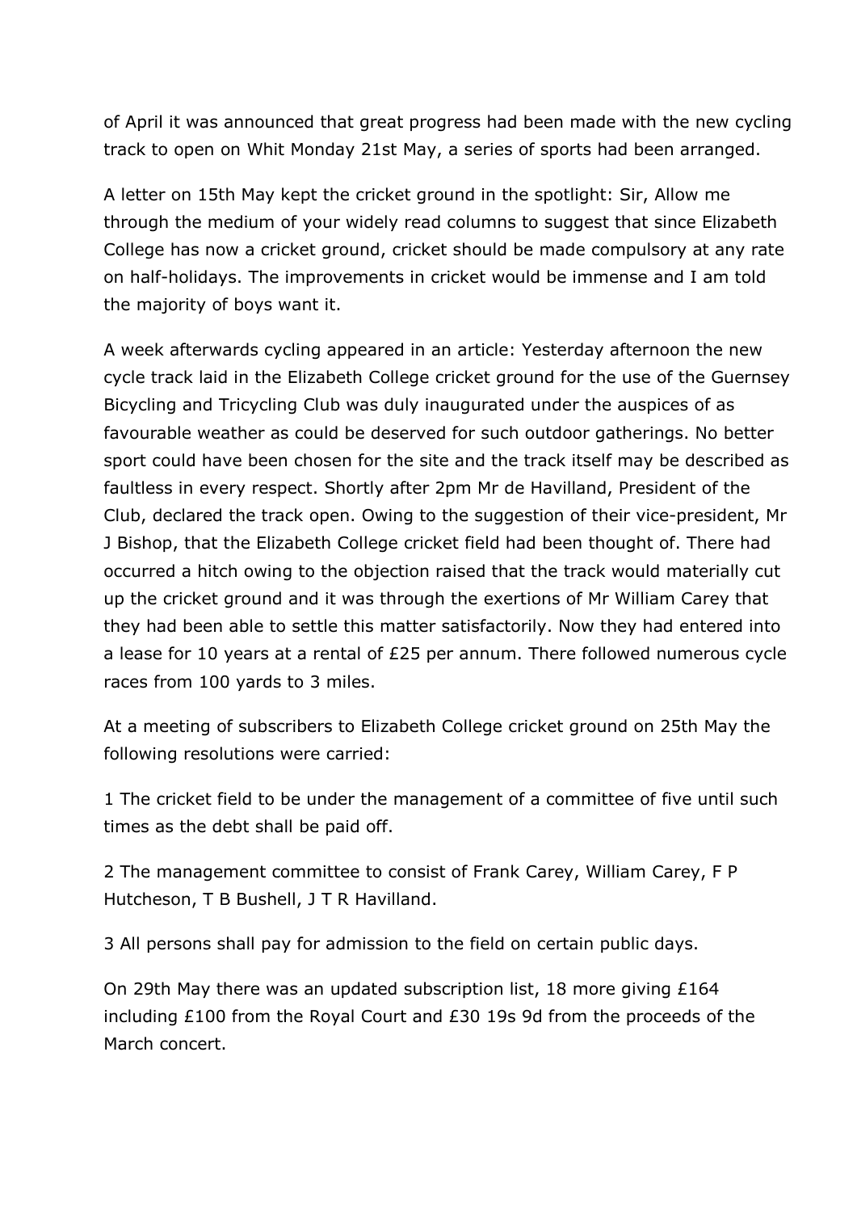of April it was announced that great progress had been made with the new cycling track to open on Whit Monday 21st May, a series of sports had been arranged.

A letter on 15th May kept the cricket ground in the spotlight: Sir, Allow me through the medium of your widely read columns to suggest that since Elizabeth College has now a cricket ground, cricket should be made compulsory at any rate on half-holidays. The improvements in cricket would be immense and I am told the majority of boys want it.

A week afterwards cycling appeared in an article: Yesterday afternoon the new cycle track laid in the Elizabeth College cricket ground for the use of the Guernsey Bicycling and Tricycling Club was duly inaugurated under the auspices of as favourable weather as could be deserved for such outdoor gatherings. No better sport could have been chosen for the site and the track itself may be described as faultless in every respect. Shortly after 2pm Mr de Havilland, President of the Club, declared the track open. Owing to the suggestion of their vice-president, Mr J Bishop, that the Elizabeth College cricket field had been thought of. There had occurred a hitch owing to the objection raised that the track would materially cut up the cricket ground and it was through the exertions of Mr William Carey that they had been able to settle this matter satisfactorily. Now they had entered into a lease for 10 years at a rental of £25 per annum. There followed numerous cycle races from 100 yards to 3 miles.

At a meeting of subscribers to Elizabeth College cricket ground on 25th May the following resolutions were carried:

1 The cricket field to be under the management of a committee of five until such times as the debt shall be paid off.

2 The management committee to consist of Frank Carey, William Carey, F P Hutcheson, T B Bushell, J T R Havilland.

3 All persons shall pay for admission to the field on certain public days.

On 29th May there was an updated subscription list, 18 more giving £164 including £100 from the Royal Court and £30 19s 9d from the proceeds of the March concert.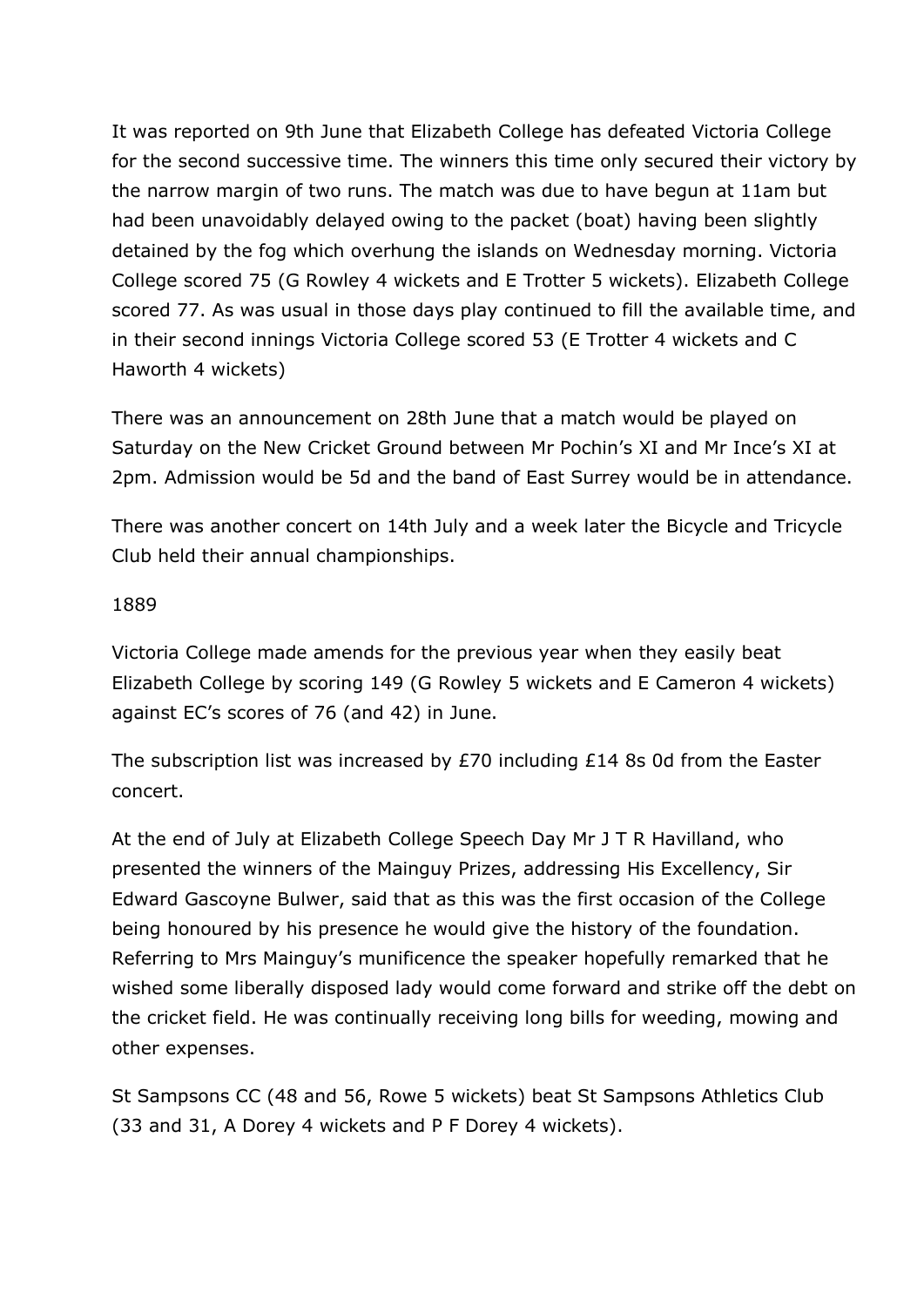It was reported on 9th June that Elizabeth College has defeated Victoria College for the second successive time. The winners this time only secured their victory by the narrow margin of two runs. The match was due to have begun at 11am but had been unavoidably delayed owing to the packet (boat) having been slightly detained by the fog which overhung the islands on Wednesday morning. Victoria College scored 75 (G Rowley 4 wickets and E Trotter 5 wickets). Elizabeth College scored 77. As was usual in those days play continued to fill the available time, and in their second innings Victoria College scored 53 (E Trotter 4 wickets and C Haworth 4 wickets)

There was an announcement on 28th June that a match would be played on Saturday on the New Cricket Ground between Mr Pochin's XI and Mr Ince's XI at 2pm. Admission would be 5d and the band of East Surrey would be in attendance.

There was another concert on 14th July and a week later the Bicycle and Tricycle Club held their annual championships.

1889

Victoria College made amends for the previous year when they easily beat Elizabeth College by scoring 149 (G Rowley 5 wickets and E Cameron 4 wickets) against EC's scores of 76 (and 42) in June.

The subscription list was increased by £70 including £14 8s 0d from the Easter concert.

At the end of July at Elizabeth College Speech Day Mr J T R Havilland, who presented the winners of the Mainguy Prizes, addressing His Excellency, Sir Edward Gascoyne Bulwer, said that as this was the first occasion of the College being honoured by his presence he would give the history of the foundation. Referring to Mrs Mainguy's munificence the speaker hopefully remarked that he wished some liberally disposed lady would come forward and strike off the debt on the cricket field. He was continually receiving long bills for weeding, mowing and other expenses.

St Sampsons CC (48 and 56, Rowe 5 wickets) beat St Sampsons Athletics Club (33 and 31, A Dorey 4 wickets and P F Dorey 4 wickets).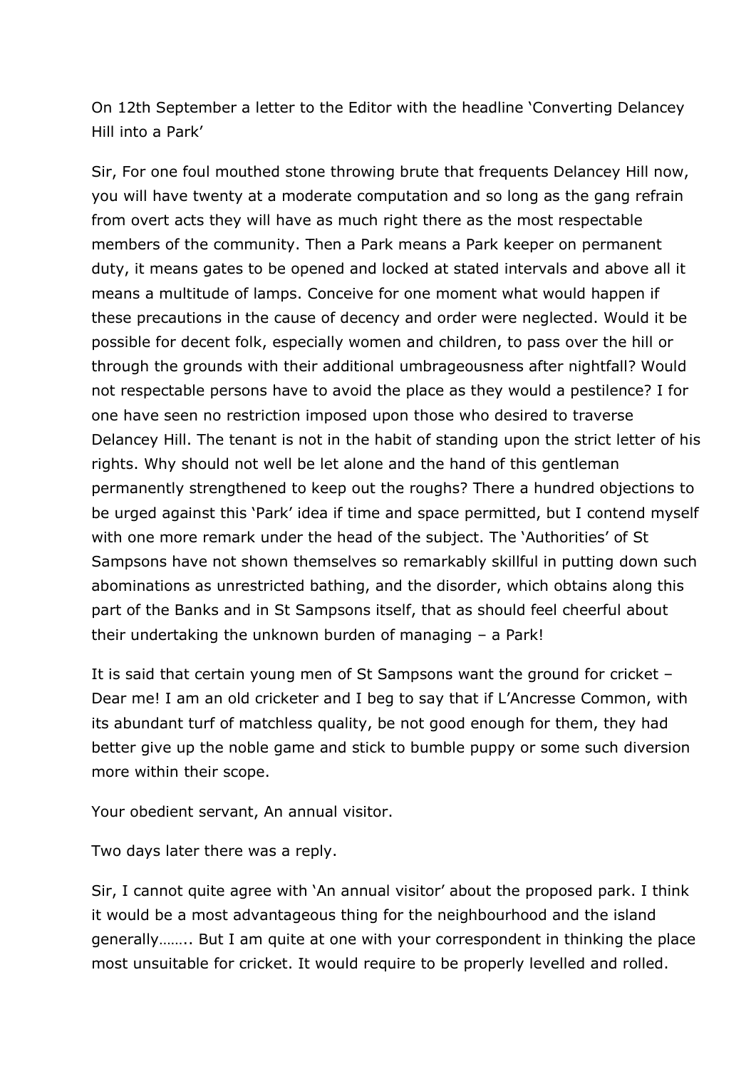On 12th September a letter to the Editor with the headline 'Converting Delancey Hill into a Park'

Sir, For one foul mouthed stone throwing brute that frequents Delancey Hill now, you will have twenty at a moderate computation and so long as the gang refrain from overt acts they will have as much right there as the most respectable members of the community. Then a Park means a Park keeper on permanent duty, it means gates to be opened and locked at stated intervals and above all it means a multitude of lamps. Conceive for one moment what would happen if these precautions in the cause of decency and order were neglected. Would it be possible for decent folk, especially women and children, to pass over the hill or through the grounds with their additional umbrageousness after nightfall? Would not respectable persons have to avoid the place as they would a pestilence? I for one have seen no restriction imposed upon those who desired to traverse Delancey Hill. The tenant is not in the habit of standing upon the strict letter of his rights. Why should not well be let alone and the hand of this gentleman permanently strengthened to keep out the roughs? There a hundred objections to be urged against this 'Park' idea if time and space permitted, but I contend myself with one more remark under the head of the subject. The 'Authorities' of St Sampsons have not shown themselves so remarkably skillful in putting down such abominations as unrestricted bathing, and the disorder, which obtains along this part of the Banks and in St Sampsons itself, that as should feel cheerful about their undertaking the unknown burden of managing – a Park!

It is said that certain young men of St Sampsons want the ground for cricket – Dear me! I am an old cricketer and I beg to say that if L'Ancresse Common, with its abundant turf of matchless quality, be not good enough for them, they had better give up the noble game and stick to bumble puppy or some such diversion more within their scope.

Your obedient servant, An annual visitor.

Two days later there was a reply.

Sir, I cannot quite agree with 'An annual visitor' about the proposed park. I think it would be a most advantageous thing for the neighbourhood and the island generally…….. But I am quite at one with your correspondent in thinking the place most unsuitable for cricket. It would require to be properly levelled and rolled.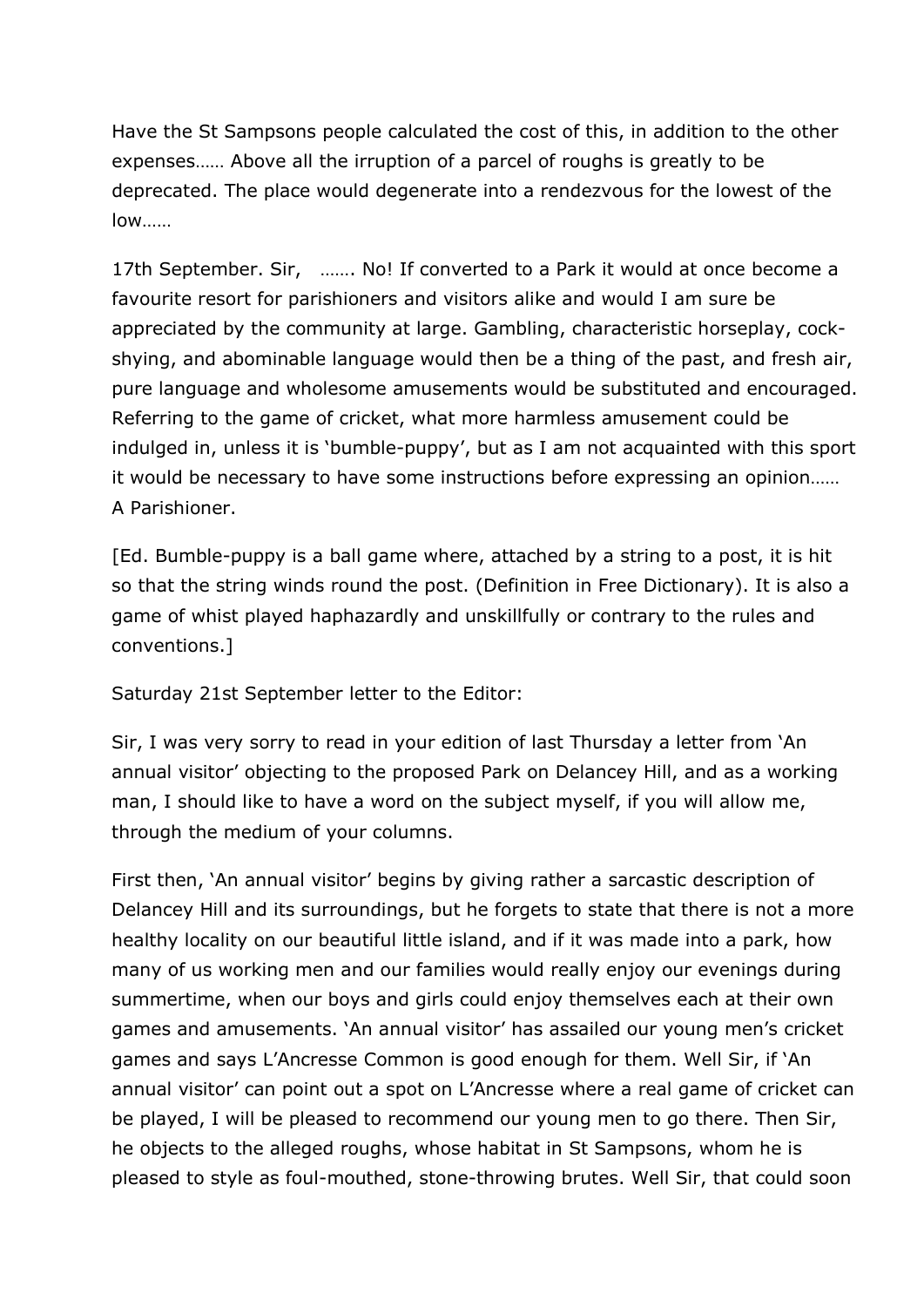Have the St Sampsons people calculated the cost of this, in addition to the other expenses…… Above all the irruption of a parcel of roughs is greatly to be deprecated. The place would degenerate into a rendezvous for the lowest of the low……

17th September. Sir, ……. No! If converted to a Park it would at once become a favourite resort for parishioners and visitors alike and would I am sure be appreciated by the community at large. Gambling, characteristic horseplay, cock-shying, and abominable language would then be a thing of the past, and fresh air, pure language and wholesome amusements would be substituted and encouraged. Referring to the game of cricket, what more harmless amusement could be indulged in, unless it is 'bumble-puppy', but as I am not acquainted with this sport it would be necessary to have some instructions before expressing an opinion…… A Parishioner.

[Ed. Bumble-puppy is a ball game where, attached by a string to a post, it is hit so that the string winds round the post. (Definition in Free Dictionary). It is also a game of whist played haphazardly and unskillfully or contrary to the rules and conventions.]

Saturday 21st September letter to the Editor:

Sir, I was very sorry to read in your edition of last Thursday a letter from 'An annual visitor' objecting to the proposed Park on Delancey Hill, and as a working man, I should like to have a word on the subject myself, if you will allow me, through the medium of your columns.

First then, 'An annual visitor' begins by giving rather a sarcastic description of Delancey Hill and its surroundings, but he forgets to state that there is not a more healthy locality on our beautiful little island, and if it was made into a park, how many of us working men and our families would really enjoy our evenings during summertime, when our boys and girls could enjoy themselves each at their own games and amusements. 'An annual visitor' has assailed our young men's cricket games and says L'Ancresse Common is good enough for them. Well Sir, if 'An annual visitor' can point out a spot on L'Ancresse where a real game of cricket can be played, I will be pleased to recommend our young men to go there. Then Sir, he objects to the alleged roughs, whose habitat in St Sampsons, whom he is pleased to style as foul-mouthed, stone-throwing brutes. Well Sir, that could soon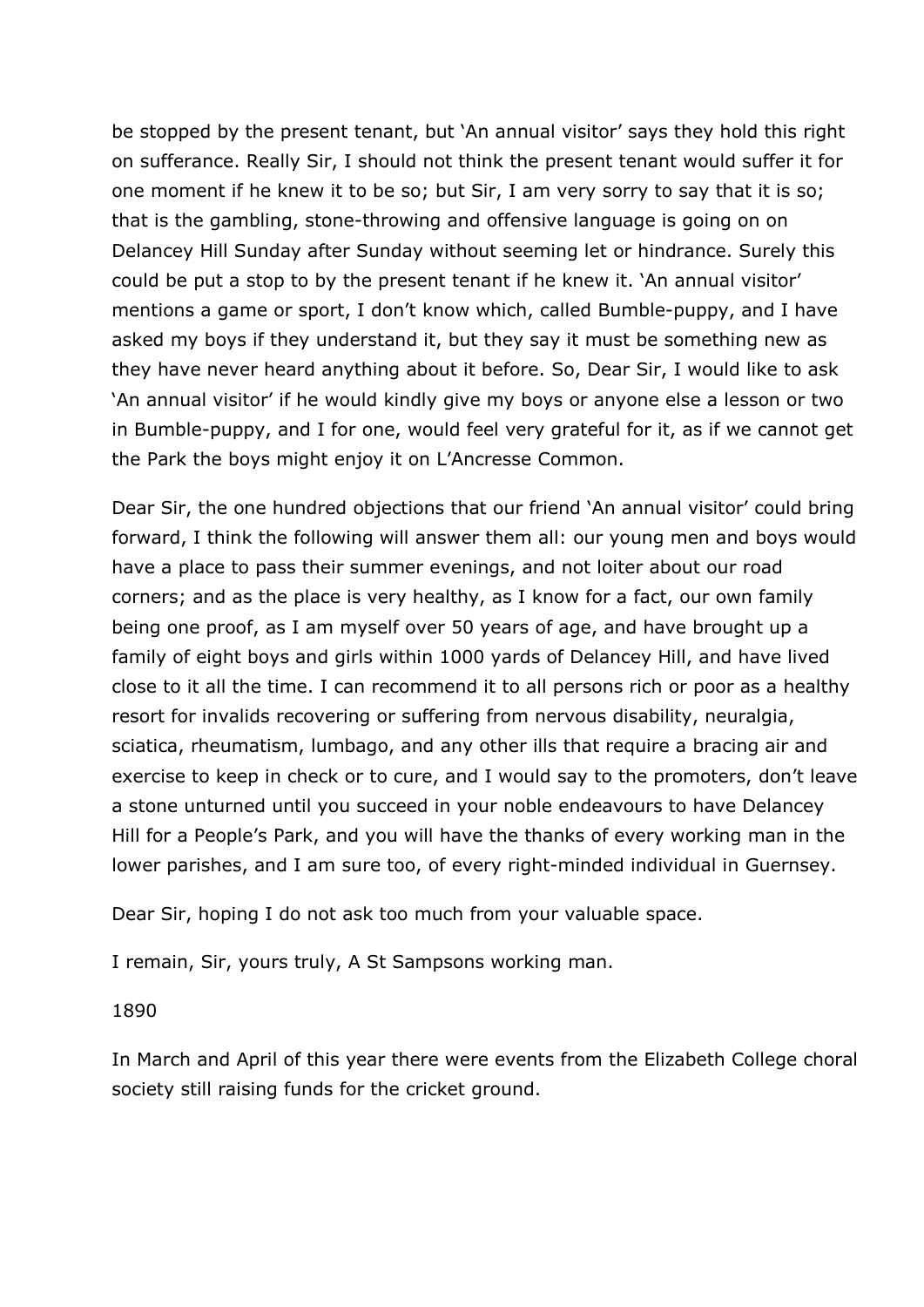be stopped by the present tenant, but 'An annual visitor' says they hold this right on sufferance. Really Sir, I should not think the present tenant would suffer it for one moment if he knew it to be so; but Sir, I am very sorry to say that it is so; that is the gambling, stone-throwing and offensive language is going on on Delancey Hill Sunday after Sunday without seeming let or hindrance. Surely this could be put a stop to by the present tenant if he knew it. 'An annual visitor' mentions a game or sport, I don't know which, called Bumble-puppy, and I have asked my boys if they understand it, but they say it must be something new as they have never heard anything about it before. So, Dear Sir, I would like to ask 'An annual visitor' if he would kindly give my boys or anyone else a lesson or two in Bumble-puppy, and I for one, would feel very grateful for it, as if we cannot get the Park the boys might enjoy it on L'Ancresse Common.

Dear Sir, the one hundred objections that our friend 'An annual visitor' could bring forward, I think the following will answer them all: our young men and boys would have a place to pass their summer evenings, and not loiter about our road corners; and as the place is very healthy, as I know for a fact, our own family being one proof, as I am myself over 50 years of age, and have brought up a family of eight boys and girls within 1000 yards of Delancey Hill, and have lived close to it all the time. I can recommend it to all persons rich or poor as a healthy resort for invalids recovering or suffering from nervous disability, neuralgia, sciatica, rheumatism, lumbago, and any other ills that require a bracing air and exercise to keep in check or to cure, and I would say to the promoters, don't leave a stone unturned until you succeed in your noble endeavours to have Delancey Hill for a People's Park, and you will have the thanks of every working man in the lower parishes, and I am sure too, of every right-minded individual in Guernsey.

Dear Sir, hoping I do not ask too much from your valuable space.

I remain, Sir, yours truly, A St Sampsons working man.

1890

In March and April of this year there were events from the Elizabeth College choral society still raising funds for the cricket ground.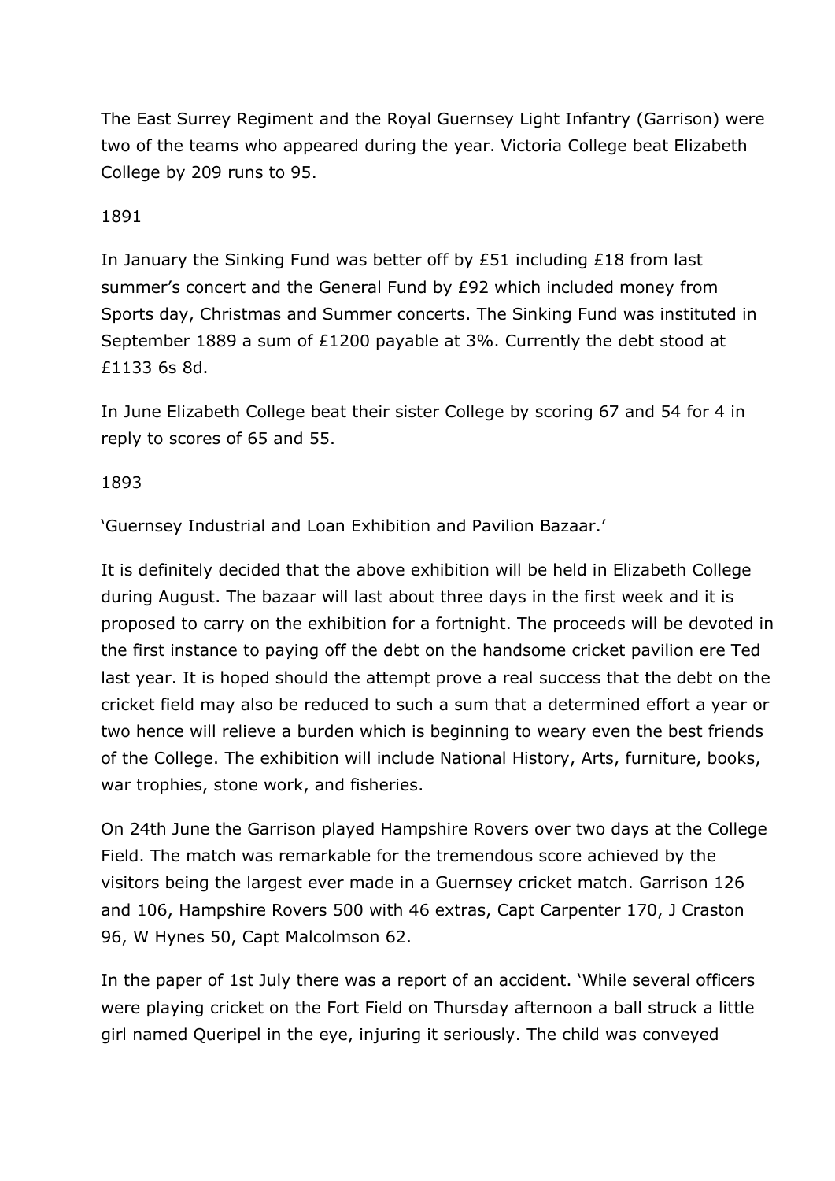The East Surrey Regiment and the Royal Guernsey Light Infantry (Garrison) were two of the teams who appeared during the year. Victoria College beat Elizabeth College by 209 runs to 95.

1891

In January the Sinking Fund was better off by £51 including £18 from last summer's concert and the General Fund by £92 which included money from Sports day, Christmas and Summer concerts. The Sinking Fund was instituted in September 1889 a sum of £1200 payable at 3%. Currently the debt stood at £1133 6s 8d.

In June Elizabeth College beat their sister College by scoring 67 and 54 for 4 in reply to scores of 65 and 55.

1893

'Guernsey Industrial and Loan Exhibition and Pavilion Bazaar.'

It is definitely decided that the above exhibition will be held in Elizabeth College during August. The bazaar will last about three days in the first week and it is proposed to carry on the exhibition for a fortnight. The proceeds will be devoted in the first instance to paying off the debt on the handsome cricket pavilion ere Ted last year. It is hoped should the attempt prove a real success that the debt on the cricket field may also be reduced to such a sum that a determined effort a year or two hence will relieve a burden which is beginning to weary even the best friends of the College. The exhibition will include National History, Arts, furniture, books, war trophies, stone work, and fisheries.

On 24th June the Garrison played Hampshire Rovers over two days at the College Field. The match was remarkable for the tremendous score achieved by the visitors being the largest ever made in a Guernsey cricket match. Garrison 126 and 106, Hampshire Rovers 500 with 46 extras, Capt Carpenter 170, J Craston 96, W Hynes 50, Capt Malcolmson 62.

In the paper of 1st July there was a report of an accident. 'While several officers were playing cricket on the Fort Field on Thursday afternoon a ball struck a little girl named Queripel in the eye, injuring it seriously. The child was conveyed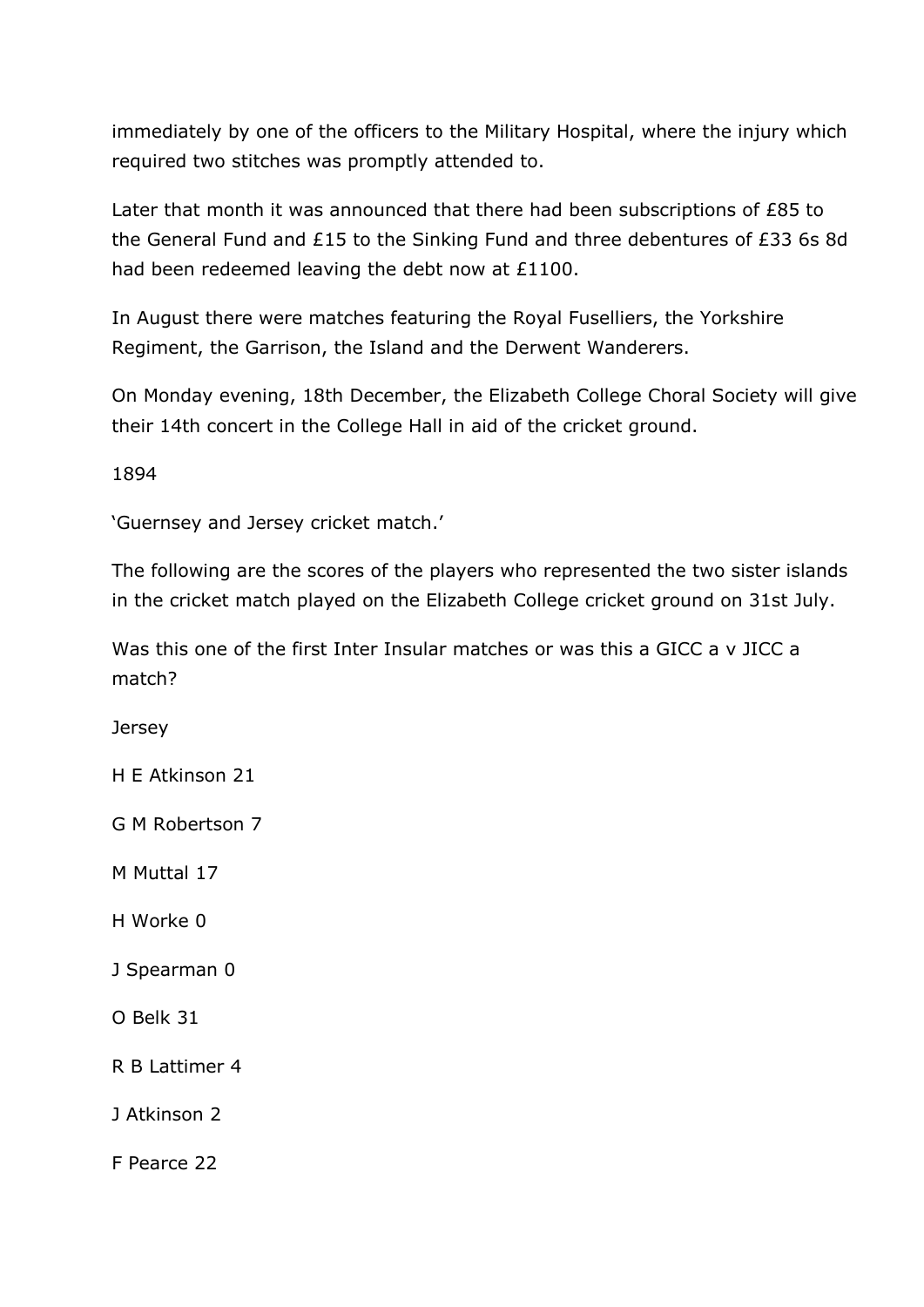immediately by one of the officers to the Military Hospital, where the injury which required two stitches was promptly attended to.

Later that month it was announced that there had been subscriptions of £85 to the General Fund and £15 to the Sinking Fund and three debentures of £33 6s 8d had been redeemed leaving the debt now at £1100.

In August there were matches featuring the Royal Fuselliers, the Yorkshire Regiment, the Garrison, the Island and the Derwent Wanderers.

On Monday evening, 18th December, the Elizabeth College Choral Society will give their 14th concert in the College Hall in aid of the cricket ground.

1894

'Guernsey and Jersey cricket match.'

The following are the scores of the players who represented the two sister islands in the cricket match played on the Elizabeth College cricket ground on 31st July.

Was this one of the first Inter Insular matches or was this a GICC a v JICC a match?

Jersey

H E Atkinson 21

G M Robertson 7

M Muttal 17

H Worke 0

J Spearman 0

O Belk 31

R B Lattimer 4

J Atkinson 2

F Pearce 22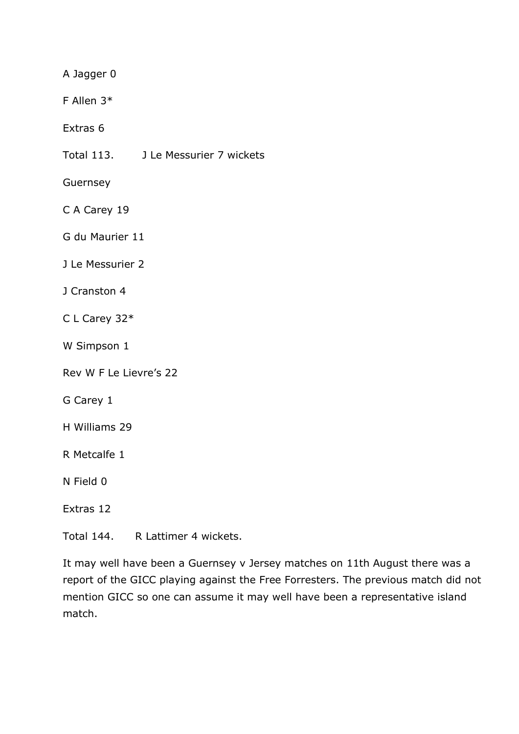A Jagger 0

F Allen 3*

Extras 6

Total 113.        J Le Messurier 7 wickets

Guernsey

C A Carey 19

G du Maurier 11

J Le Messurier 2

J Cranston 4

C L Carey 32*

W Simpson 1

Rev W F Le Lievre's 22

G Carey 1

H Williams 29

R Metcalfe 1

N Field 0

Extras 12

Total 144.      R Lattimer 4 wickets.

It may well have been a Guernsey v Jersey matches on 11th August there was a report of the GICC playing against the Free Forresters. The previous match did not mention GICC so one can assume it may well have been a representative island match.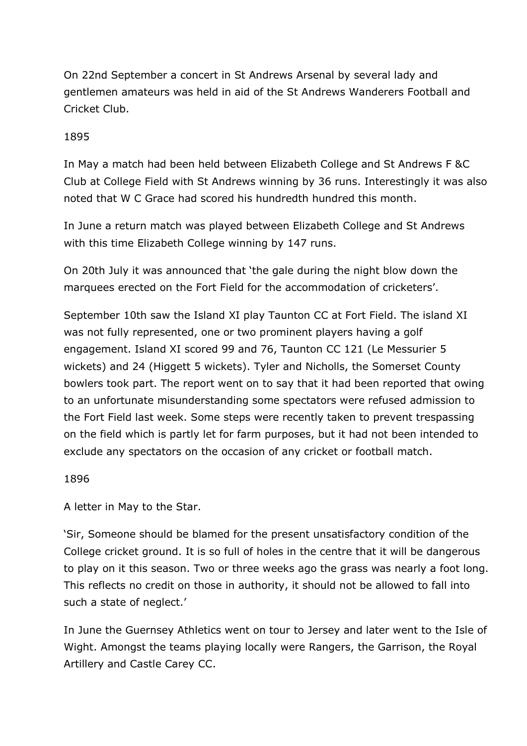On 22nd September a concert in St Andrews Arsenal by several lady and gentlemen amateurs was held in aid of the St Andrews Wanderers Football and Cricket Club.

1895

In May a match had been held between Elizabeth College and St Andrews F &C Club at College Field with St Andrews winning by 36 runs. Interestingly it was also noted that W C Grace had scored his hundredth hundred this month.

In June a return match was played between Elizabeth College and St Andrews with this time Elizabeth College winning by 147 runs.

On 20th July it was announced that 'the gale during the night blow down the marquees erected on the Fort Field for the accommodation of cricketers'.

September 10th saw the Island XI play Taunton CC at Fort Field. The island XI was not fully represented, one or two prominent players having a golf engagement. Island XI scored 99 and 76, Taunton CC 121 (Le Messurier 5 wickets) and 24 (Higgett 5 wickets). Tyler and Nicholls, the Somerset County bowlers took part. The report went on to say that it had been reported that owing to an unfortunate misunderstanding some spectators were refused admission to the Fort Field last week. Some steps were recently taken to prevent trespassing on the field which is partly let for farm purposes, but it had not been intended to exclude any spectators on the occasion of any cricket or football match.

1896

A letter in May to the Star.

'Sir, Someone should be blamed for the present unsatisfactory condition of the College cricket ground. It is so full of holes in the centre that it will be dangerous to play on it this season. Two or three weeks ago the grass was nearly a foot long. This reflects no credit on those in authority, it should not be allowed to fall into such a state of neglect.'

In June the Guernsey Athletics went on tour to Jersey and later went to the Isle of Wight. Amongst the teams playing locally were Rangers, the Garrison, the Royal Artillery and Castle Carey CC.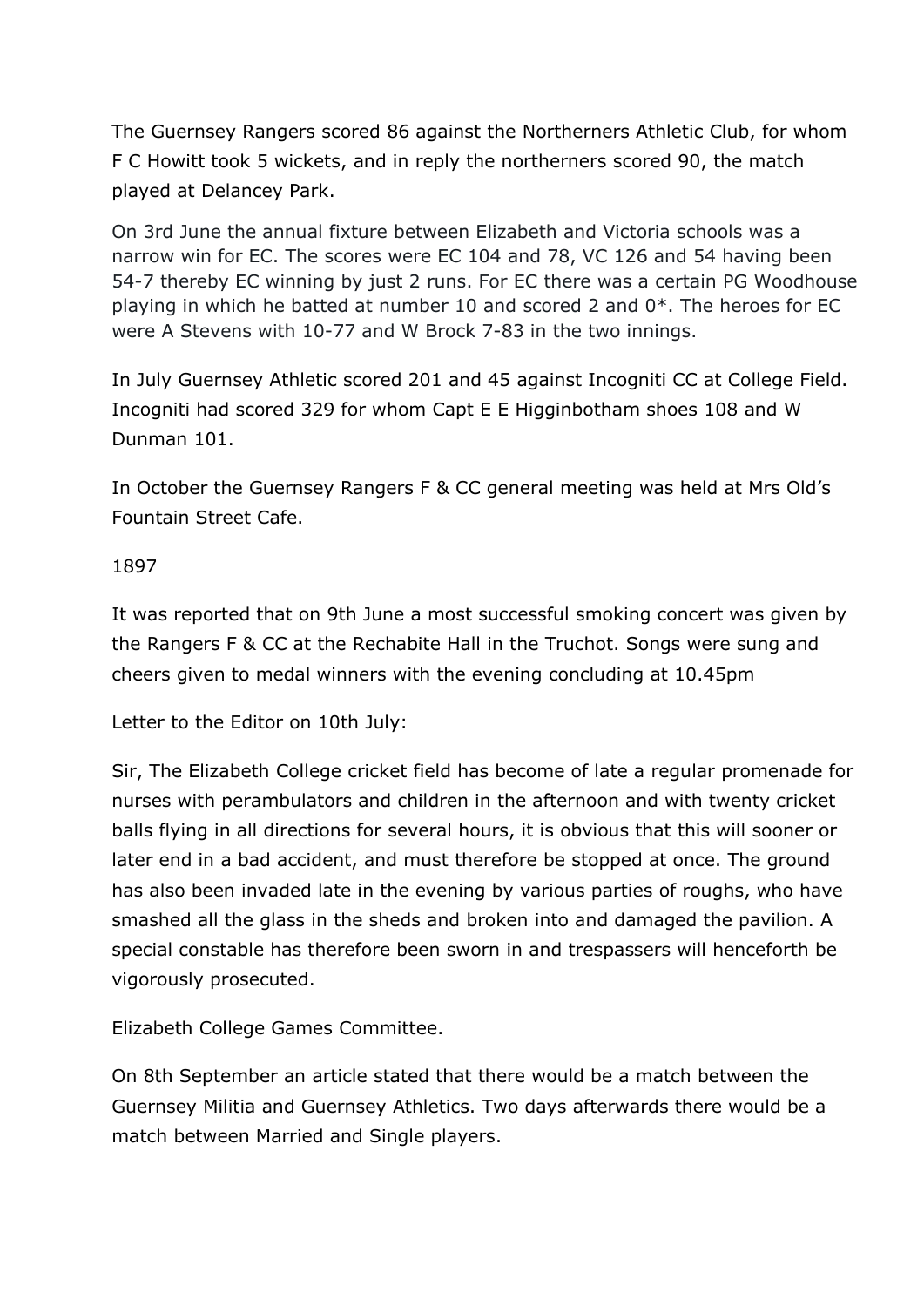The Guernsey Rangers scored 86 against the Northerners Athletic Club, for whom F C Howitt took 5 wickets, and in reply the northerners scored 90, the match played at Delancey Park.

On 3rd June the annual fixture between Elizabeth and Victoria schools was a narrow win for EC. The scores were EC 104 and 78, VC 126 and 54 having been 54-7 thereby EC winning by just 2 runs. For EC there was a certain PG Woodhouse playing in which he batted at number 10 and scored 2 and 0*. The heroes for EC were A Stevens with 10-77 and W Brock 7-83 in the two innings.

In July Guernsey Athletic scored 201 and 45 against Incogniti CC at College Field. Incogniti had scored 329 for whom Capt E E Higginbotham shoes 108 and W Dunman 101.

In October the Guernsey Rangers F & CC general meeting was held at Mrs Old's Fountain Street Cafe.

1897

It was reported that on 9th June a most successful smoking concert was given by the Rangers F & CC at the Rechabite Hall in the Truchot. Songs were sung and cheers given to medal winners with the evening concluding at 10.45pm

Letter to the Editor on 10th July:

Sir, The Elizabeth College cricket field has become of late a regular promenade for nurses with perambulators and children in the afternoon and with twenty cricket balls flying in all directions for several hours, it is obvious that this will sooner or later end in a bad accident, and must therefore be stopped at once. The ground has also been invaded late in the evening by various parties of roughs, who have smashed all the glass in the sheds and broken into and damaged the pavilion. A special constable has therefore been sworn in and trespassers will henceforth be vigorously prosecuted.

Elizabeth College Games Committee.

On 8th September an article stated that there would be a match between the Guernsey Militia and Guernsey Athletics. Two days afterwards there would be a match between Married and Single players.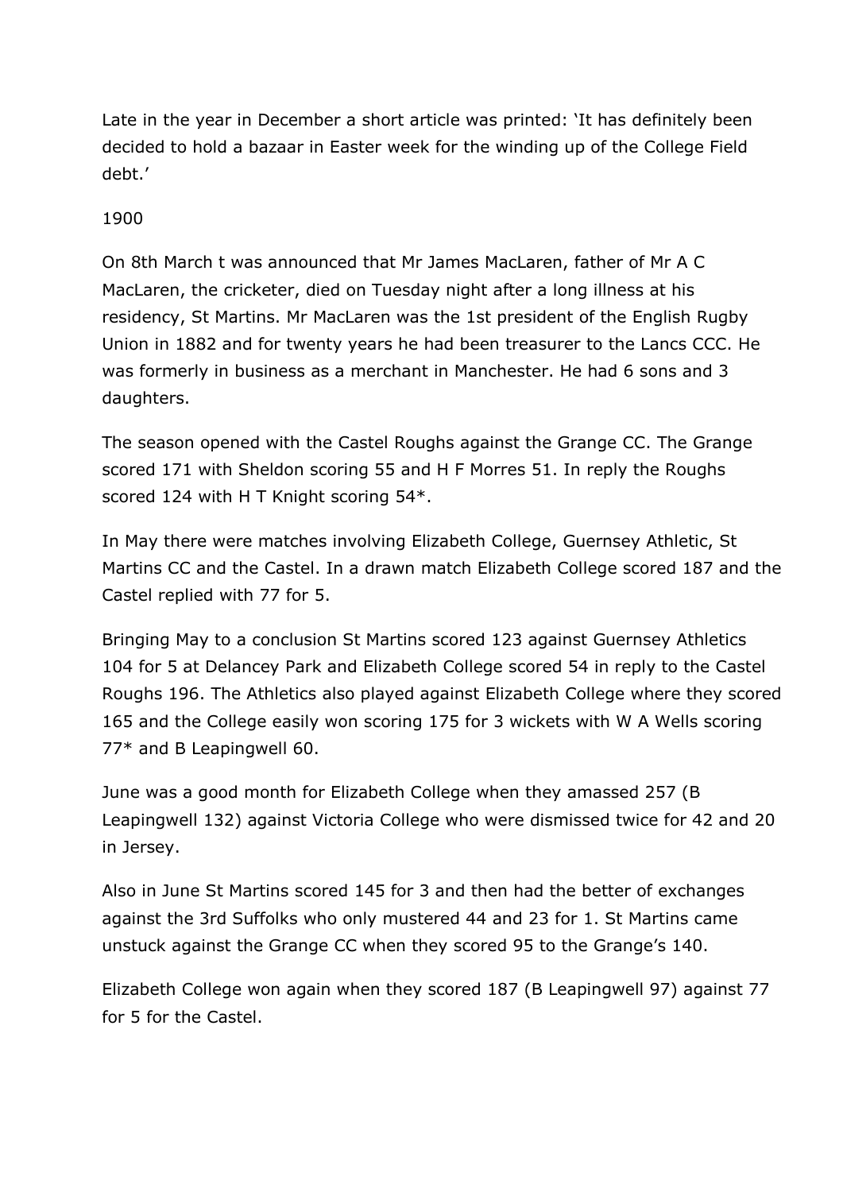Late in the year in December a short article was printed: 'It has definitely been decided to hold a bazaar in Easter week for the winding up of the College Field debt.'

1900

On 8th March t was announced that Mr James MacLaren, father of Mr A C MacLaren, the cricketer, died on Tuesday night after a long illness at his residency, St Martins. Mr MacLaren was the 1st president of the English Rugby Union in 1882 and for twenty years he had been treasurer to the Lancs CCC. He was formerly in business as a merchant in Manchester. He had 6 sons and 3 daughters.

The season opened with the Castel Roughs against the Grange CC. The Grange scored 171 with Sheldon scoring 55 and H F Morres 51. In reply the Roughs scored 124 with H T Knight scoring 54*.

In May there were matches involving Elizabeth College, Guernsey Athletic, St Martins CC and the Castel. In a drawn match Elizabeth College scored 187 and the Castel replied with 77 for 5.

Bringing May to a conclusion St Martins scored 123 against Guernsey Athletics 104 for 5 at Delancey Park and Elizabeth College scored 54 in reply to the Castel Roughs 196. The Athletics also played against Elizabeth College where they scored 165 and the College easily won scoring 175 for 3 wickets with W A Wells scoring 77* and B Leapingwell 60.

June was a good month for Elizabeth College when they amassed 257 (B Leapingwell 132) against Victoria College who were dismissed twice for 42 and 20 in Jersey.

Also in June St Martins scored 145 for 3 and then had the better of exchanges against the 3rd Suffolks who only mustered 44 and 23 for 1. St Martins came unstuck against the Grange CC when they scored 95 to the Grange's 140.

Elizabeth College won again when they scored 187 (B Leapingwell 97) against 77 for 5 for the Castel.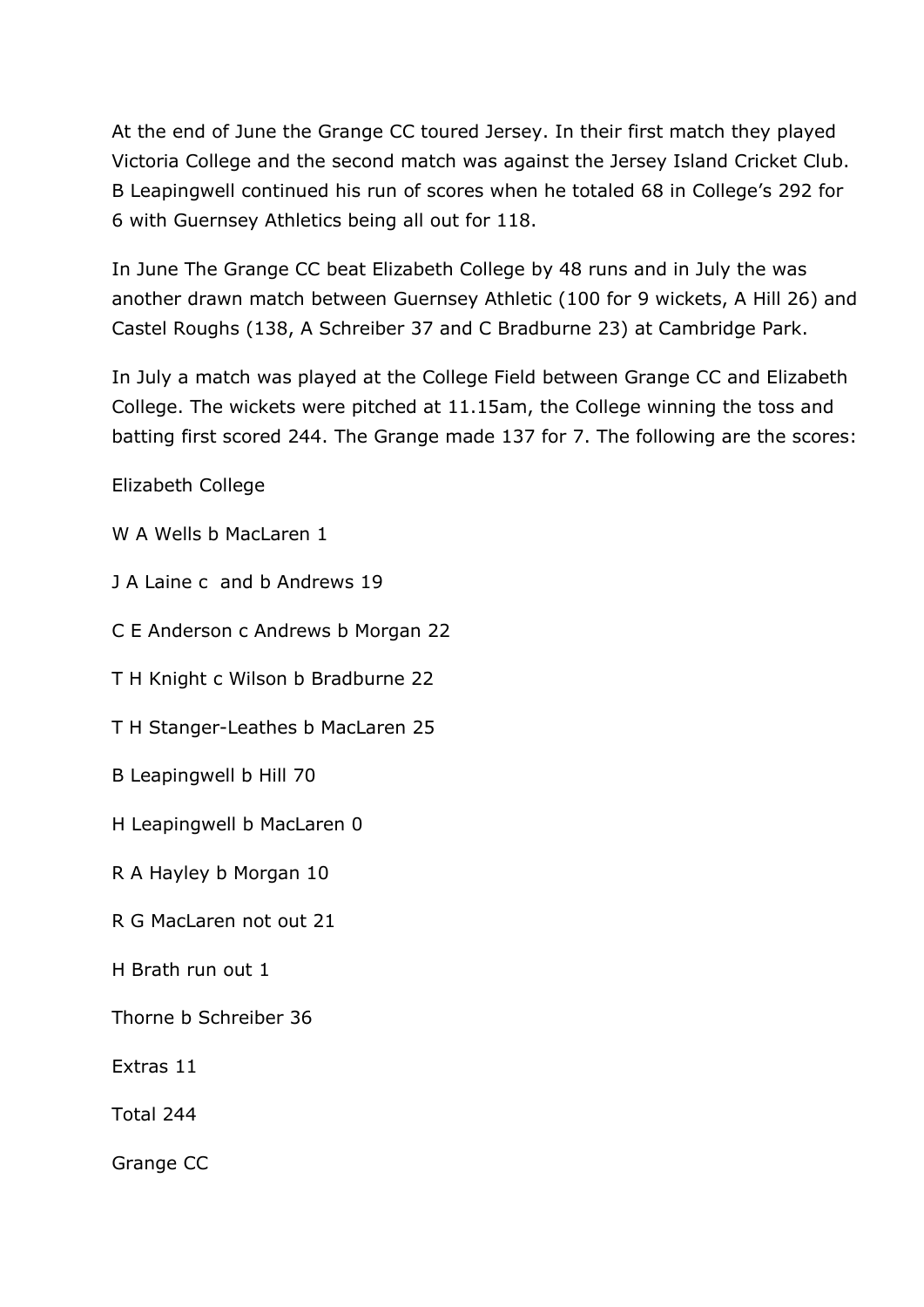At the end of June the Grange CC toured Jersey. In their first match they played Victoria College and the second match was against the Jersey Island Cricket Club. B Leapingwell continued his run of scores when he totaled 68 in College's 292 for 6 with Guernsey Athletics being all out for 118.

In June The Grange CC beat Elizabeth College by 48 runs and in July the was another drawn match between Guernsey Athletic (100 for 9 wickets, A Hill 26) and Castel Roughs (138, A Schreiber 37 and C Bradburne 23) at Cambridge Park.

In July a match was played at the College Field between Grange CC and Elizabeth College. The wickets were pitched at 11.15am, the College winning the toss and batting first scored 244. The Grange made 137 for 7. The following are the scores:

Elizabeth College

W A Wells b MacLaren 1

J A Laine c and b Andrews 19

C E Anderson c Andrews b Morgan 22

T H Knight c Wilson b Bradburne 22

T H Stanger-Leathes b MacLaren 25

B Leapingwell b Hill 70

H Leapingwell b MacLaren 0

R A Hayley b Morgan 10

R G MacLaren not out 21

H Brath run out 1

Thorne b Schreiber 36

Extras 11

Total 244

Grange CC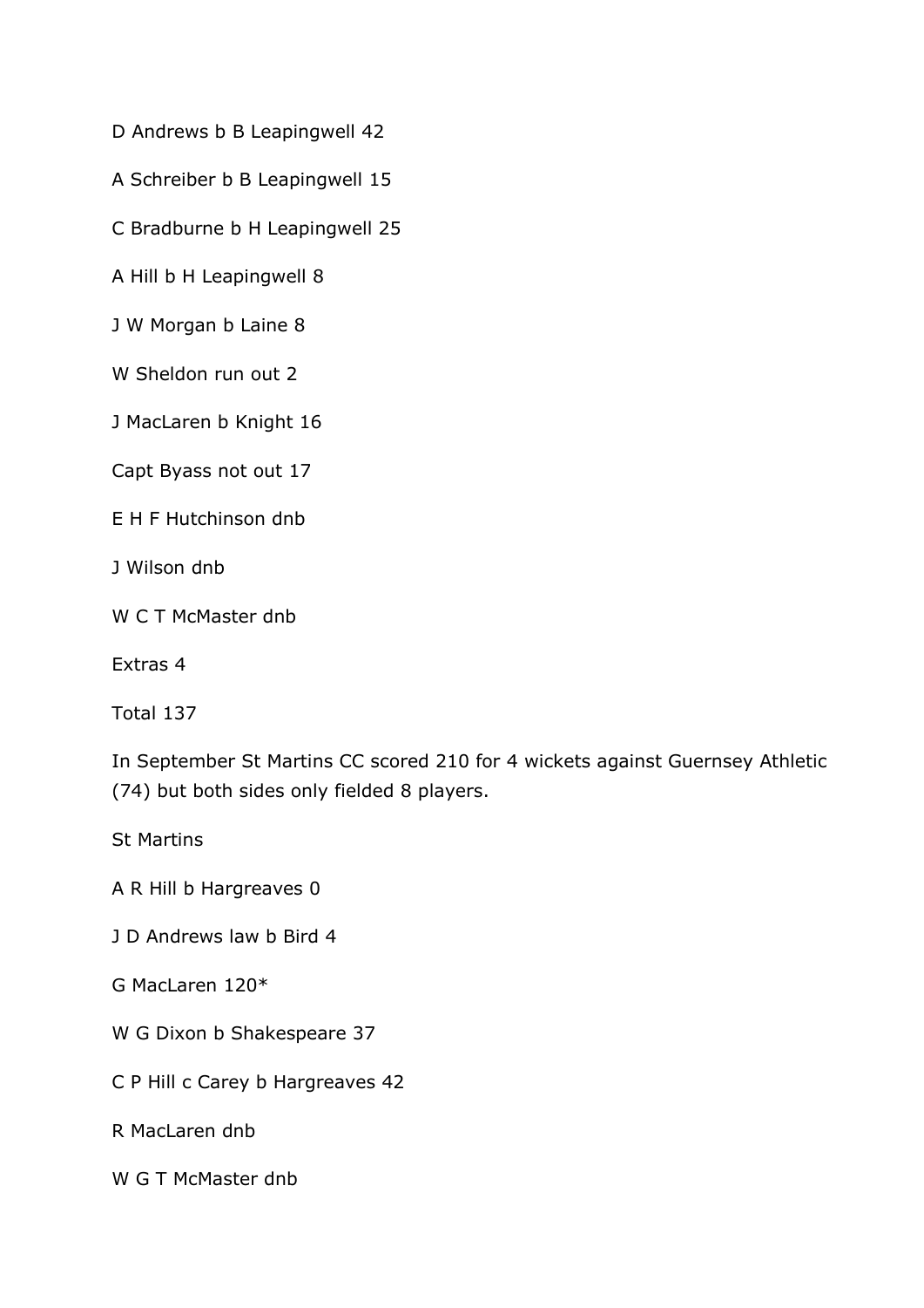D Andrews b B Leapingwell 42

A Schreiber b B Leapingwell 15

C Bradburne b H Leapingwell 25

A Hill b H Leapingwell 8

J W Morgan b Laine 8

W Sheldon run out 2

J MacLaren b Knight 16

Capt Byass not out 17

E H F Hutchinson dnb

J Wilson dnb

W C T McMaster dnb

Extras 4

Total 137

In September St Martins CC scored 210 for 4 wickets against Guernsey Athletic (74) but both sides only fielded 8 players.

St Martins

A R Hill b Hargreaves 0

J D Andrews law b Bird 4

G MacLaren 120*

W G Dixon b Shakespeare 37

C P Hill c Carey b Hargreaves 42

R MacLaren dnb

W G T McMaster dnb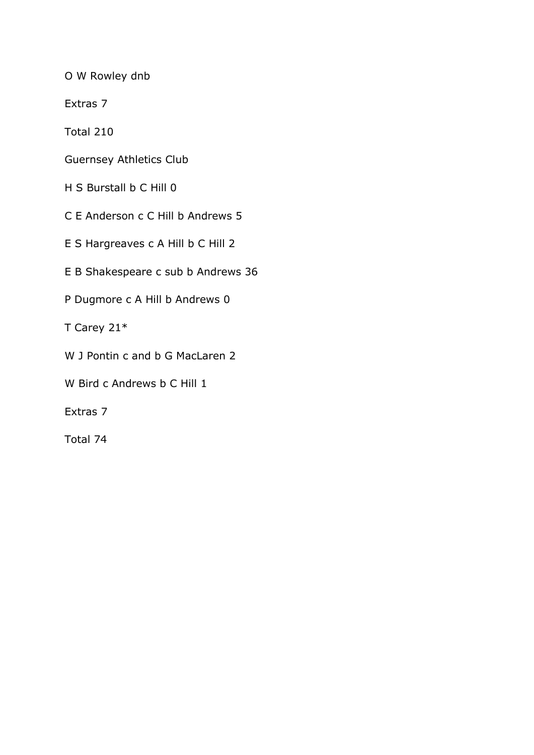O W Rowley dnb

Extras 7

Total 210

Guernsey Athletics Club

H S Burstall b C Hill 0

C E Anderson c C Hill b Andrews 5

E S Hargreaves c A Hill b C Hill 2

E B Shakespeare c sub b Andrews 36

P Dugmore c A Hill b Andrews 0

T Carey 21*

W J Pontin c and b G MacLaren 2

W Bird c Andrews b C Hill 1

Extras 7

Total 74